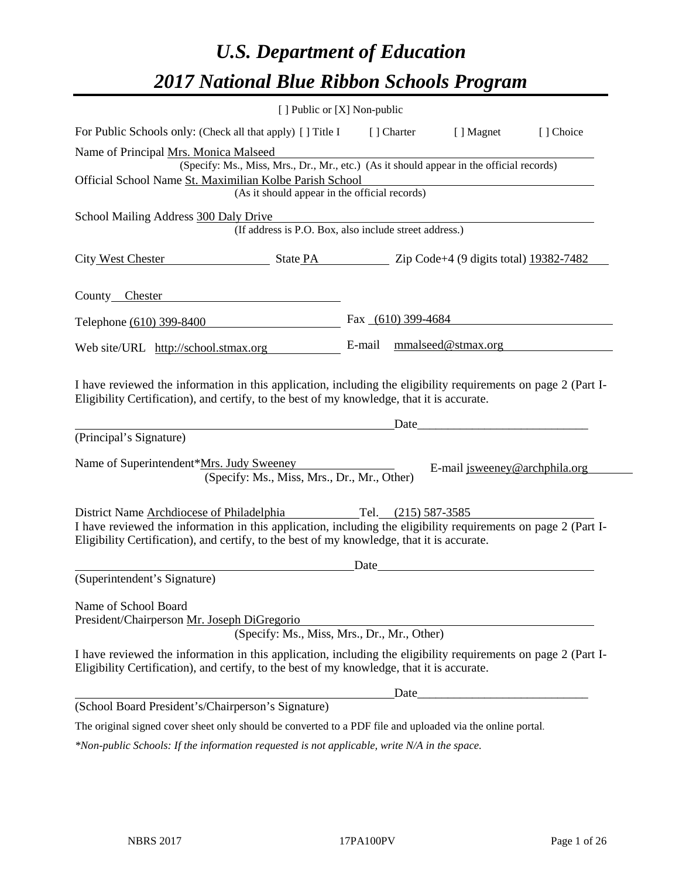# *U.S. Department of Education*

# *2017 National Blue Ribbon Schools Program*

[ ] Public or [X] Non-public

For Public Schools only: (Check all that apply) [ ] Title I [ ] Charter [ ] Magnet [ ] Choice

Name of Principal Mrs. Monica Malseed
(Specify: Ms., Miss, Mrs., Dr., Mr., etc.) (As it should appear in the official records)

Official School Name St. Maximilian Kolbe Parish School
(As it should appear in the official records)

School Mailing Address 300 Daly Drive
(If address is P.O. Box, also include street address.)

City West Chester State PA Zip Code+4 (9 digits total) 19382-7482

County Chester

Telephone (610) 399-8400 Fax (610) 399-4684

Web site/URL http://school.stmax.org E-mail mmalseed@stmax.org

I have reviewed the information in this application, including the eligibility requirements on page 2 (Part I-Eligibility Certification), and certify, to the best of my knowledge, that it is accurate.

_______________________________________ Date____________________________

(Principal's Signature)

Name of Superintendent*Mrs. Judy Sweeney E-mail jsweeney@archphila.org
(Specify: Ms., Miss, Mrs., Dr., Mr., Other)

District Name Archdiocese of Philadelphia Tel. (215) 587-3585

I have reviewed the information in this application, including the eligibility requirements on page 2 (Part I-Eligibility Certification), and certify, to the best of my knowledge, that it is accurate.

_______________________________________ Date____________________________

(Superintendent's Signature)

Name of School Board
President/Chairperson Mr. Joseph DiGregorio
(Specify: Ms., Miss, Mrs., Dr., Mr., Other)

I have reviewed the information in this application, including the eligibility requirements on page 2 (Part I-Eligibility Certification), and certify, to the best of my knowledge, that it is accurate.

_______________________________________ Date____________________________

(School Board President's/Chairperson's Signature)

The original signed cover sheet only should be converted to a PDF file and uploaded via the online portal.

*\*Non-public Schools: If the information requested is not applicable, write N/A in the space.*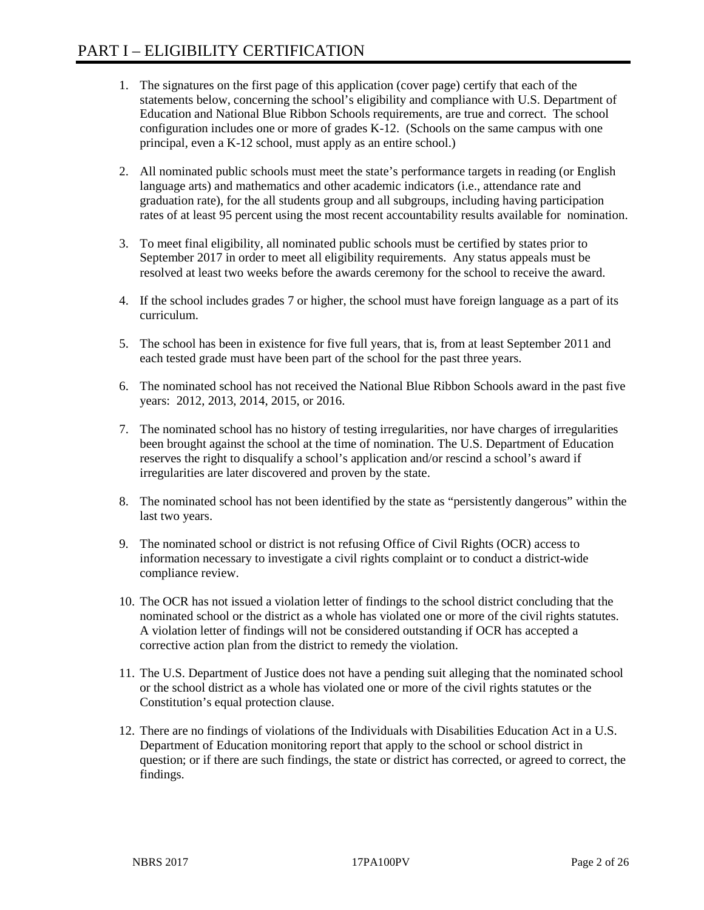# PART I – ELIGIBILITY CERTIFICATION

1. The signatures on the first page of this application (cover page) certify that each of the statements below, concerning the school's eligibility and compliance with U.S. Department of Education and National Blue Ribbon Schools requirements, are true and correct. The school configuration includes one or more of grades K-12. (Schools on the same campus with one principal, even a K-12 school, must apply as an entire school.)

2. All nominated public schools must meet the state's performance targets in reading (or English language arts) and mathematics and other academic indicators (i.e., attendance rate and graduation rate), for the all students group and all subgroups, including having participation rates of at least 95 percent using the most recent accountability results available for nomination.

3. To meet final eligibility, all nominated public schools must be certified by states prior to September 2017 in order to meet all eligibility requirements. Any status appeals must be resolved at least two weeks before the awards ceremony for the school to receive the award.

4. If the school includes grades 7 or higher, the school must have foreign language as a part of its curriculum.

5. The school has been in existence for five full years, that is, from at least September 2011 and each tested grade must have been part of the school for the past three years.

6. The nominated school has not received the National Blue Ribbon Schools award in the past five years: 2012, 2013, 2014, 2015, or 2016.

7. The nominated school has no history of testing irregularities, nor have charges of irregularities been brought against the school at the time of nomination. The U.S. Department of Education reserves the right to disqualify a school's application and/or rescind a school's award if irregularities are later discovered and proven by the state.

8. The nominated school has not been identified by the state as "persistently dangerous" within the last two years.

9. The nominated school or district is not refusing Office of Civil Rights (OCR) access to information necessary to investigate a civil rights complaint or to conduct a district-wide compliance review.

10. The OCR has not issued a violation letter of findings to the school district concluding that the nominated school or the district as a whole has violated one or more of the civil rights statutes. A violation letter of findings will not be considered outstanding if OCR has accepted a corrective action plan from the district to remedy the violation.

11. The U.S. Department of Justice does not have a pending suit alleging that the nominated school or the school district as a whole has violated one or more of the civil rights statutes or the Constitution's equal protection clause.

12. There are no findings of violations of the Individuals with Disabilities Education Act in a U.S. Department of Education monitoring report that apply to the school or school district in question; or if there are such findings, the state or district has corrected, or agreed to correct, the findings.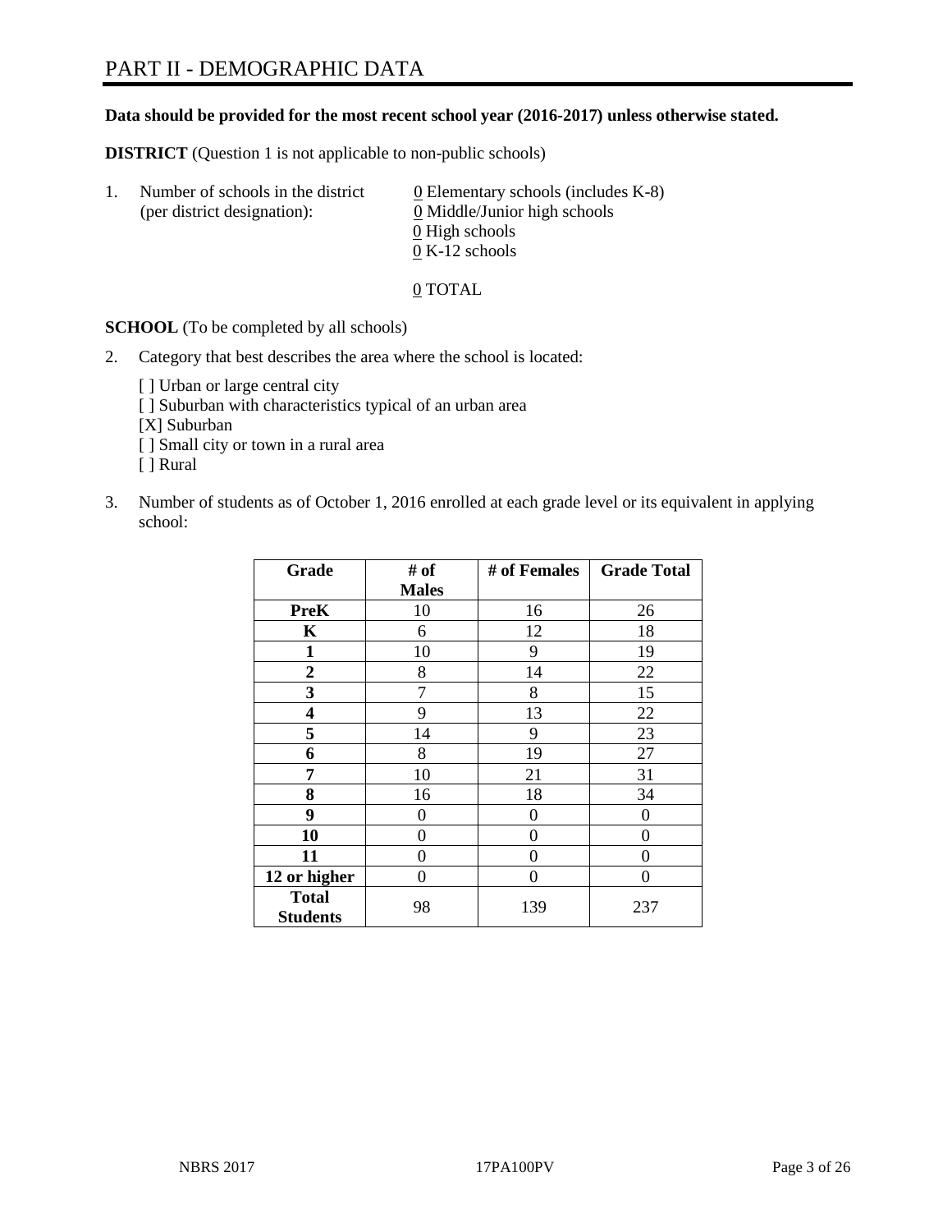# PART II - DEMOGRAPHIC DATA

**Data should be provided for the most recent school year (2016-2017) unless otherwise stated.**

**DISTRICT** (Question 1 is not applicable to non-public schools)

1. Number of schools in the district (per district designation):
   - 0 Elementary schools (includes K-8)
   - 0 Middle/Junior high schools
   - 0 High schools
   - 0 K-12 schools

   0 TOTAL

**SCHOOL** (To be completed by all schools)

2. Category that best describes the area where the school is located:

   [ ] Urban or large central city
   [ ] Suburban with characteristics typical of an urban area
   [X] Suburban
   [ ] Small city or town in a rural area
   [ ] Rural

3. Number of students as of October 1, 2016 enrolled at each grade level or its equivalent in applying school:

| Grade | # of Males | # of Females | Grade Total |
| --- | --- | --- | --- |
| **PreK** | 10 | 16 | 26 |
| **K** | 6 | 12 | 18 |
| **1** | 10 | 9 | 19 |
| **2** | 8 | 14 | 22 |
| **3** | 7 | 8 | 15 |
| **4** | 9 | 13 | 22 |
| **5** | 14 | 9 | 23 |
| **6** | 8 | 19 | 27 |
| **7** | 10 | 21 | 31 |
| **8** | 16 | 18 | 34 |
| **9** | 0 | 0 | 0 |
| **10** | 0 | 0 | 0 |
| **11** | 0 | 0 | 0 |
| **12 or higher** | 0 | 0 | 0 |
| **Total Students** | 98 | 139 | 237 |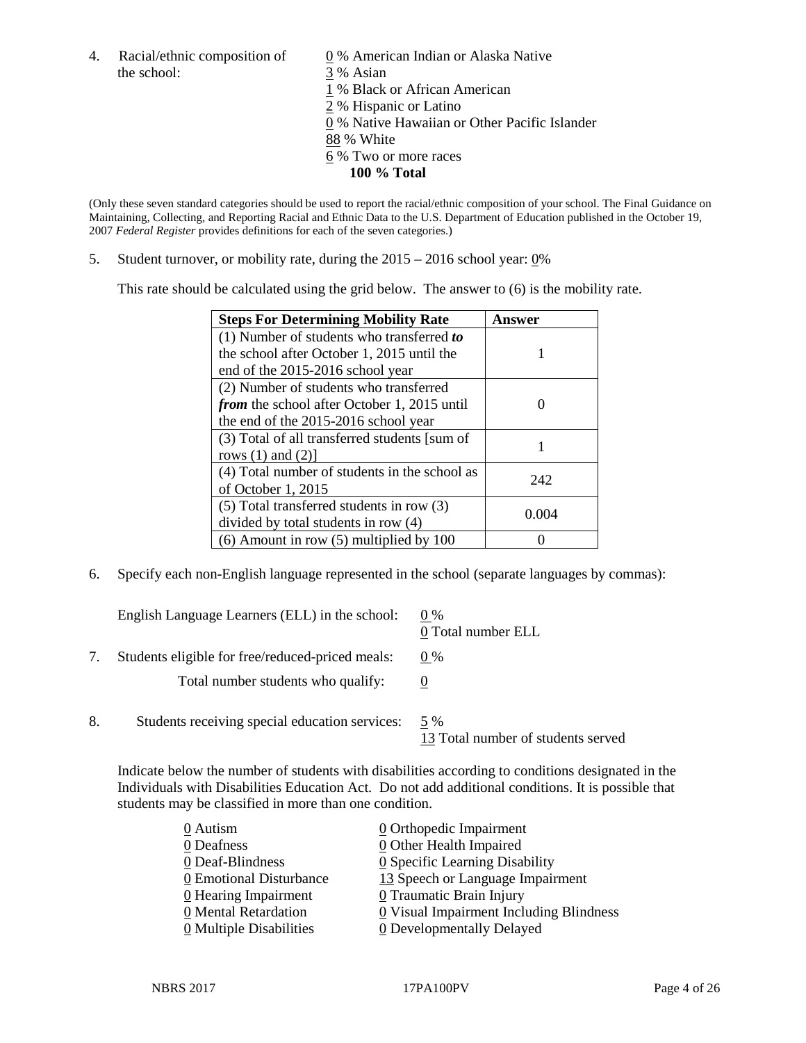4. Racial/ethnic composition of the school:

0 % American Indian or Alaska Native
3 % Asian
1 % Black or African American
2 % Hispanic or Latino
0 % Native Hawaiian or Other Pacific Islander
88 % White
6 % Two or more races
**100 % Total**

(Only these seven standard categories should be used to report the racial/ethnic composition of your school. The Final Guidance on Maintaining, Collecting, and Reporting Racial and Ethnic Data to the U.S. Department of Education published in the October 19, 2007 *Federal Register* provides definitions for each of the seven categories.)

5. Student turnover, or mobility rate, during the 2015 – 2016 school year: 0%

This rate should be calculated using the grid below. The answer to (6) is the mobility rate.

| **Steps For Determining Mobility Rate** | **Answer** |
|---|---|
| (1) Number of students who transferred ***to*** the school after October 1, 2015 until the end of the 2015-2016 school year | 1 |
| (2) Number of students who transferred ***from*** the school after October 1, 2015 until the end of the 2015-2016 school year | 0 |
| (3) Total of all transferred students [sum of rows (1) and (2)] | 1 |
| (4) Total number of students in the school as of October 1, 2015 | 242 |
| (5) Total transferred students in row (3) divided by total students in row (4) | 0.004 |
| (6) Amount in row (5) multiplied by 100 | 0 |

6. Specify each non-English language represented in the school (separate languages by commas):

English Language Learners (ELL) in the school: 0 %
0 Total number ELL

7. Students eligible for free/reduced-priced meals: 0 %

Total number students who qualify: 0

8. Students receiving special education services: 5 %
13 Total number of students served

Indicate below the number of students with disabilities according to conditions designated in the Individuals with Disabilities Education Act. Do not add additional conditions. It is possible that students may be classified in more than one condition.

0 Autism
0 Deafness
0 Deaf-Blindness
0 Emotional Disturbance
0 Hearing Impairment
0 Mental Retardation
0 Multiple Disabilities
0 Orthopedic Impairment
0 Other Health Impaired
0 Specific Learning Disability
13 Speech or Language Impairment
0 Traumatic Brain Injury
0 Visual Impairment Including Blindness
0 Developmentally Delayed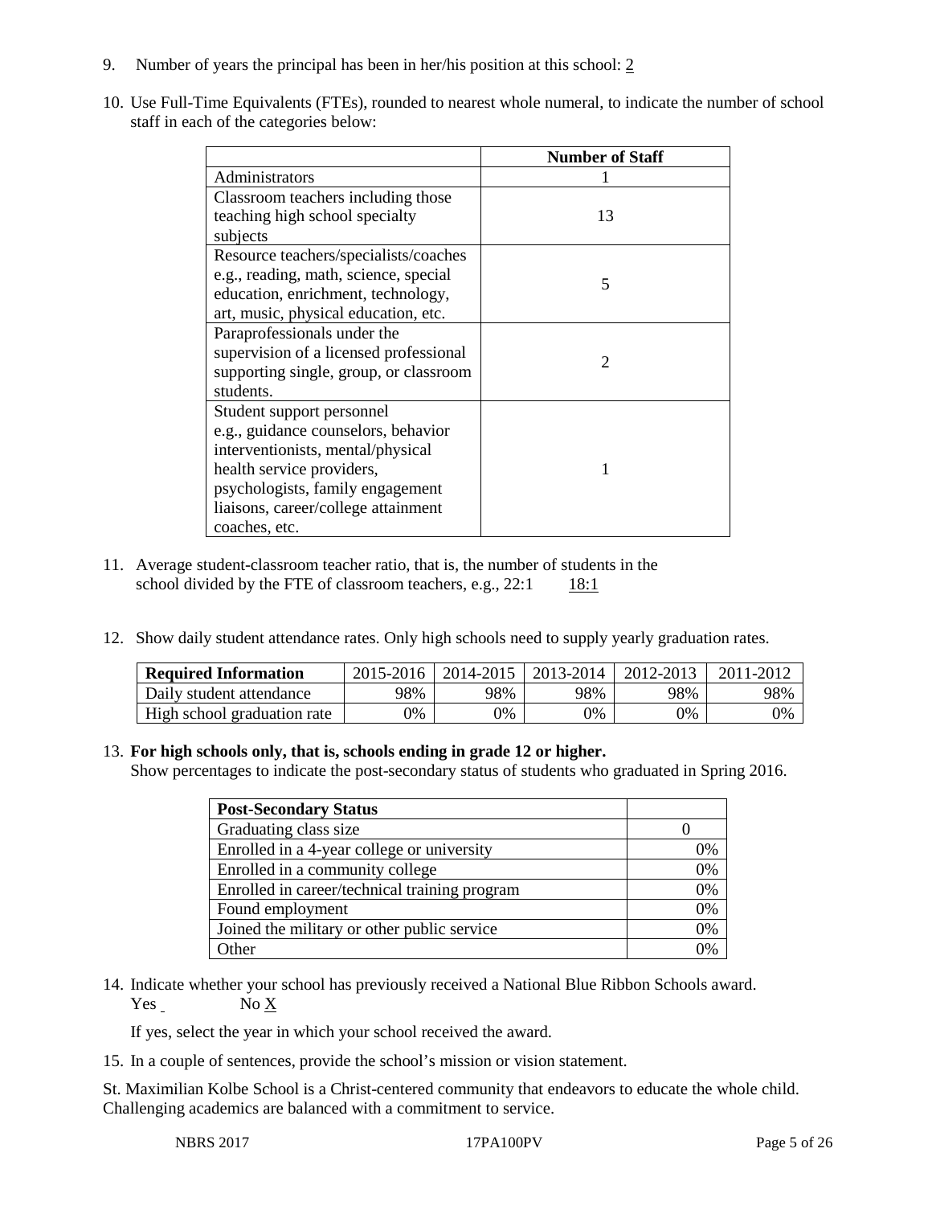9. Number of years the principal has been in her/his position at this school: 2

10. Use Full-Time Equivalents (FTEs), rounded to nearest whole numeral, to indicate the number of school staff in each of the categories below:

| | Number of Staff |
|---|---|
| Administrators | 1 |
| Classroom teachers including those teaching high school specialty subjects | 13 |
| Resource teachers/specialists/coaches e.g., reading, math, science, special education, enrichment, technology, art, music, physical education, etc. | 5 |
| Paraprofessionals under the supervision of a licensed professional supporting single, group, or classroom students. | 2 |
| Student support personnel e.g., guidance counselors, behavior interventionists, mental/physical health service providers, psychologists, family engagement liaisons, career/college attainment coaches, etc. | 1 |

11. Average student-classroom teacher ratio, that is, the number of students in the school divided by the FTE of classroom teachers, e.g., 22:1 18:1

12. Show daily student attendance rates. Only high schools need to supply yearly graduation rates.

| Required Information | 2015-2016 | 2014-2015 | 2013-2014 | 2012-2013 | 2011-2012 |
|---|---|---|---|---|---|
| Daily student attendance | 98% | 98% | 98% | 98% | 98% |
| High school graduation rate | 0% | 0% | 0% | 0% | 0% |

13. **For high schools only, that is, schools ending in grade 12 or higher.**
Show percentages to indicate the post-secondary status of students who graduated in Spring 2016.

| Post-Secondary Status | |
|---|---|
| Graduating class size | 0 |
| Enrolled in a 4-year college or university | 0% |
| Enrolled in a community college | 0% |
| Enrolled in career/technical training program | 0% |
| Found employment | 0% |
| Joined the military or other public service | 0% |
| Other | 0% |

14. Indicate whether your school has previously received a National Blue Ribbon Schools award.
Yes No X

If yes, select the year in which your school received the award.

15. In a couple of sentences, provide the school's mission or vision statement.

St. Maximilian Kolbe School is a Christ-centered community that endeavors to educate the whole child. Challenging academics are balanced with a commitment to service.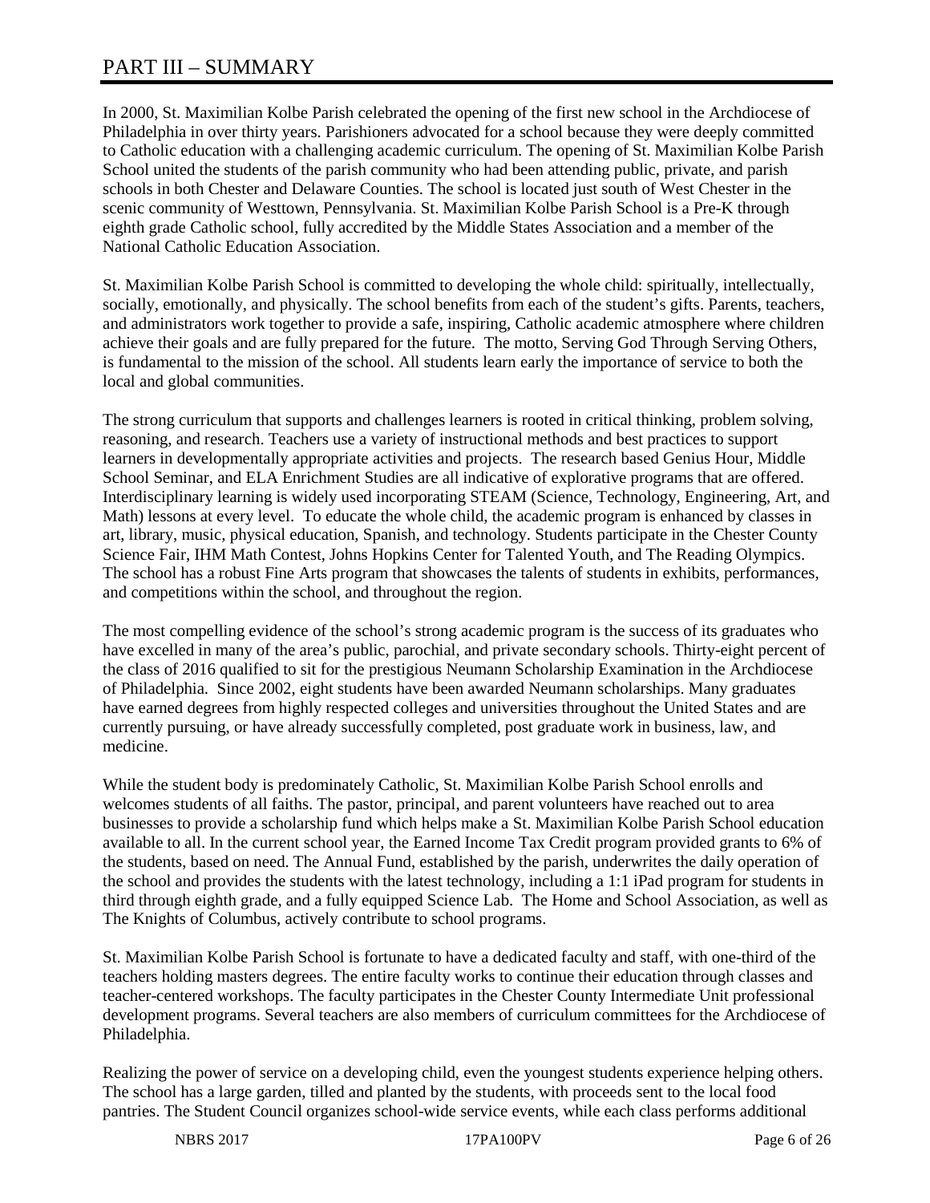# PART III – SUMMARY

In 2000, St. Maximilian Kolbe Parish celebrated the opening of the first new school in the Archdiocese of Philadelphia in over thirty years. Parishioners advocated for a school because they were deeply committed to Catholic education with a challenging academic curriculum. The opening of St. Maximilian Kolbe Parish School united the students of the parish community who had been attending public, private, and parish schools in both Chester and Delaware Counties. The school is located just south of West Chester in the scenic community of Westtown, Pennsylvania. St. Maximilian Kolbe Parish School is a Pre-K through eighth grade Catholic school, fully accredited by the Middle States Association and a member of the National Catholic Education Association.

St. Maximilian Kolbe Parish School is committed to developing the whole child: spiritually, intellectually, socially, emotionally, and physically. The school benefits from each of the student's gifts. Parents, teachers, and administrators work together to provide a safe, inspiring, Catholic academic atmosphere where children achieve their goals and are fully prepared for the future. The motto, Serving God Through Serving Others, is fundamental to the mission of the school. All students learn early the importance of service to both the local and global communities.

The strong curriculum that supports and challenges learners is rooted in critical thinking, problem solving, reasoning, and research. Teachers use a variety of instructional methods and best practices to support learners in developmentally appropriate activities and projects. The research based Genius Hour, Middle School Seminar, and ELA Enrichment Studies are all indicative of explorative programs that are offered. Interdisciplinary learning is widely used incorporating STEAM (Science, Technology, Engineering, Art, and Math) lessons at every level. To educate the whole child, the academic program is enhanced by classes in art, library, music, physical education, Spanish, and technology. Students participate in the Chester County Science Fair, IHM Math Contest, Johns Hopkins Center for Talented Youth, and The Reading Olympics. The school has a robust Fine Arts program that showcases the talents of students in exhibits, performances, and competitions within the school, and throughout the region.

The most compelling evidence of the school's strong academic program is the success of its graduates who have excelled in many of the area's public, parochial, and private secondary schools. Thirty-eight percent of the class of 2016 qualified to sit for the prestigious Neumann Scholarship Examination in the Archdiocese of Philadelphia. Since 2002, eight students have been awarded Neumann scholarships. Many graduates have earned degrees from highly respected colleges and universities throughout the United States and are currently pursuing, or have already successfully completed, post graduate work in business, law, and medicine.

While the student body is predominately Catholic, St. Maximilian Kolbe Parish School enrolls and welcomes students of all faiths. The pastor, principal, and parent volunteers have reached out to area businesses to provide a scholarship fund which helps make a St. Maximilian Kolbe Parish School education available to all. In the current school year, the Earned Income Tax Credit program provided grants to 6% of the students, based on need. The Annual Fund, established by the parish, underwrites the daily operation of the school and provides the students with the latest technology, including a 1:1 iPad program for students in third through eighth grade, and a fully equipped Science Lab. The Home and School Association, as well as The Knights of Columbus, actively contribute to school programs.

St. Maximilian Kolbe Parish School is fortunate to have a dedicated faculty and staff, with one-third of the teachers holding masters degrees. The entire faculty works to continue their education through classes and teacher-centered workshops. The faculty participates in the Chester County Intermediate Unit professional development programs. Several teachers are also members of curriculum committees for the Archdiocese of Philadelphia.

Realizing the power of service on a developing child, even the youngest students experience helping others. The school has a large garden, tilled and planted by the students, with proceeds sent to the local food pantries. The Student Council organizes school-wide service events, while each class performs additional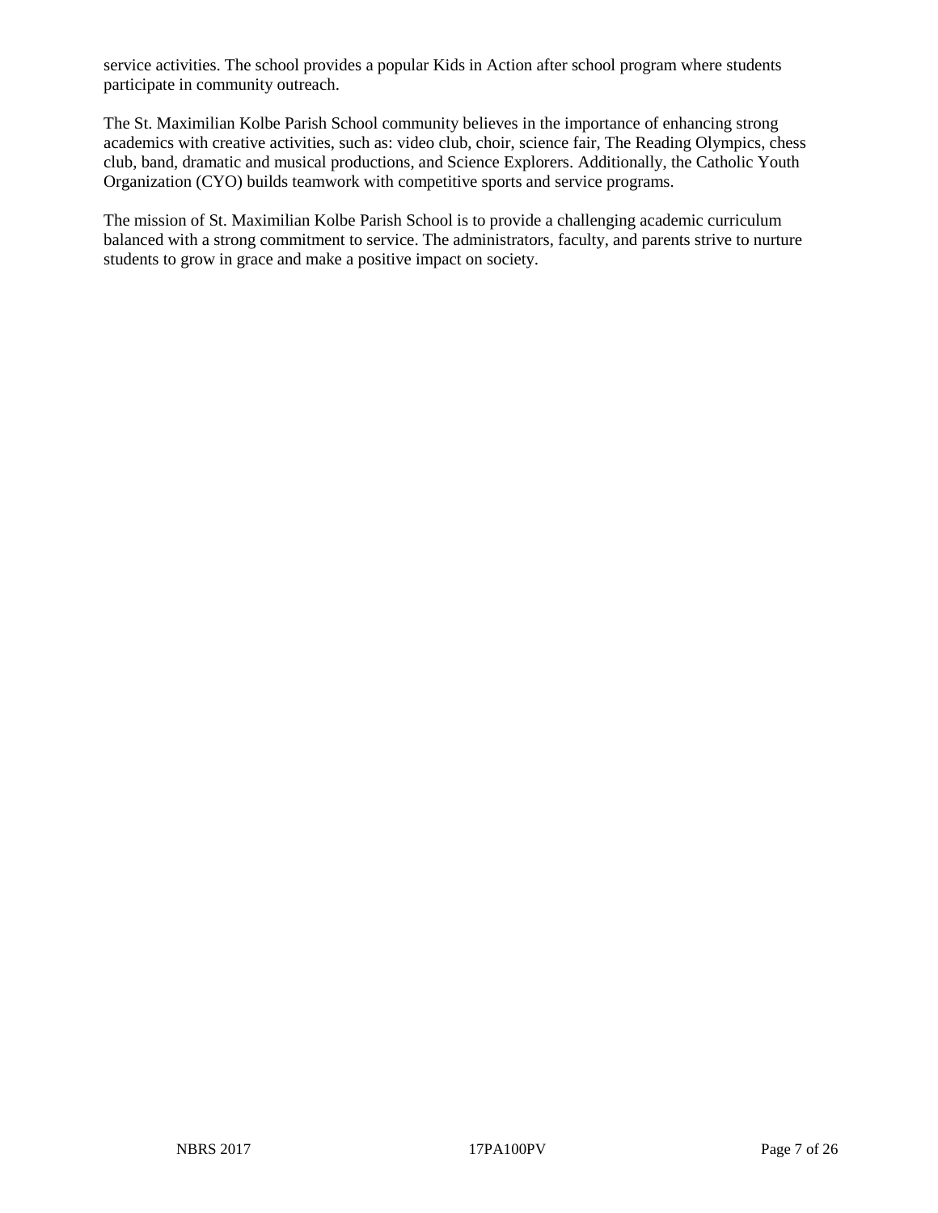service activities. The school provides a popular Kids in Action after school program where students participate in community outreach.

The St. Maximilian Kolbe Parish School community believes in the importance of enhancing strong academics with creative activities, such as: video club, choir, science fair, The Reading Olympics, chess club, band, dramatic and musical productions, and Science Explorers. Additionally, the Catholic Youth Organization (CYO) builds teamwork with competitive sports and service programs.

The mission of St. Maximilian Kolbe Parish School is to provide a challenging academic curriculum balanced with a strong commitment to service. The administrators, faculty, and parents strive to nurture students to grow in grace and make a positive impact on society.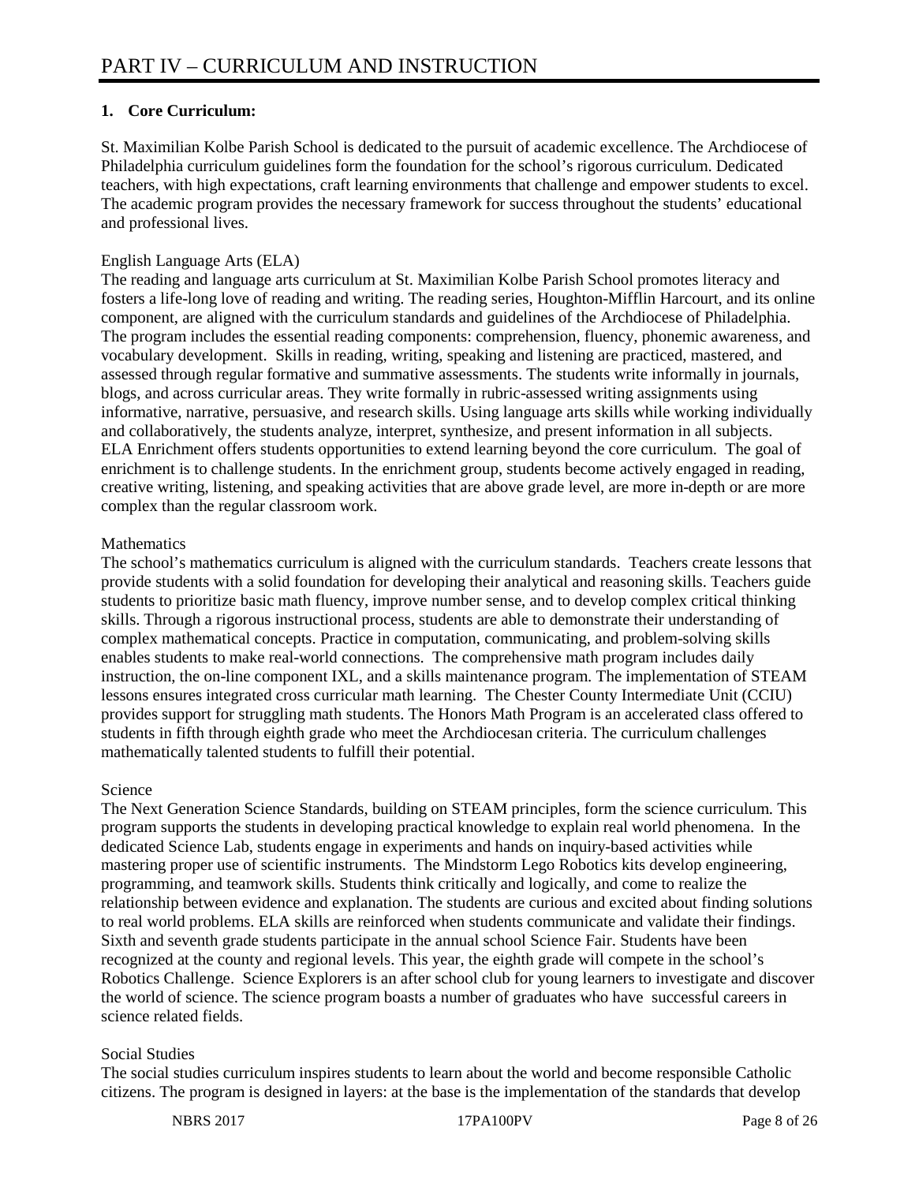# PART IV – CURRICULUM AND INSTRUCTION

**1. Core Curriculum:**

St. Maximilian Kolbe Parish School is dedicated to the pursuit of academic excellence. The Archdiocese of Philadelphia curriculum guidelines form the foundation for the school's rigorous curriculum. Dedicated teachers, with high expectations, craft learning environments that challenge and empower students to excel. The academic program provides the necessary framework for success throughout the students' educational and professional lives.

English Language Arts (ELA)

The reading and language arts curriculum at St. Maximilian Kolbe Parish School promotes literacy and fosters a life-long love of reading and writing. The reading series, Houghton-Mifflin Harcourt, and its online component, are aligned with the curriculum standards and guidelines of the Archdiocese of Philadelphia. The program includes the essential reading components: comprehension, fluency, phonemic awareness, and vocabulary development. Skills in reading, writing, speaking and listening are practiced, mastered, and assessed through regular formative and summative assessments. The students write informally in journals, blogs, and across curricular areas. They write formally in rubric-assessed writing assignments using informative, narrative, persuasive, and research skills. Using language arts skills while working individually and collaboratively, the students analyze, interpret, synthesize, and present information in all subjects. ELA Enrichment offers students opportunities to extend learning beyond the core curriculum. The goal of enrichment is to challenge students. In the enrichment group, students become actively engaged in reading, creative writing, listening, and speaking activities that are above grade level, are more in-depth or are more complex than the regular classroom work.

Mathematics

The school's mathematics curriculum is aligned with the curriculum standards. Teachers create lessons that provide students with a solid foundation for developing their analytical and reasoning skills. Teachers guide students to prioritize basic math fluency, improve number sense, and to develop complex critical thinking skills. Through a rigorous instructional process, students are able to demonstrate their understanding of complex mathematical concepts. Practice in computation, communicating, and problem-solving skills enables students to make real-world connections. The comprehensive math program includes daily instruction, the on-line component IXL, and a skills maintenance program. The implementation of STEAM lessons ensures integrated cross curricular math learning. The Chester County Intermediate Unit (CCIU) provides support for struggling math students. The Honors Math Program is an accelerated class offered to students in fifth through eighth grade who meet the Archdiocesan criteria. The curriculum challenges mathematically talented students to fulfill their potential.

Science

The Next Generation Science Standards, building on STEAM principles, form the science curriculum. This program supports the students in developing practical knowledge to explain real world phenomena. In the dedicated Science Lab, students engage in experiments and hands on inquiry-based activities while mastering proper use of scientific instruments. The Mindstorm Lego Robotics kits develop engineering, programming, and teamwork skills. Students think critically and logically, and come to realize the relationship between evidence and explanation. The students are curious and excited about finding solutions to real world problems. ELA skills are reinforced when students communicate and validate their findings. Sixth and seventh grade students participate in the annual school Science Fair. Students have been recognized at the county and regional levels. This year, the eighth grade will compete in the school's Robotics Challenge. Science Explorers is an after school club for young learners to investigate and discover the world of science. The science program boasts a number of graduates who have successful careers in science related fields.

Social Studies

The social studies curriculum inspires students to learn about the world and become responsible Catholic citizens. The program is designed in layers: at the base is the implementation of the standards that develop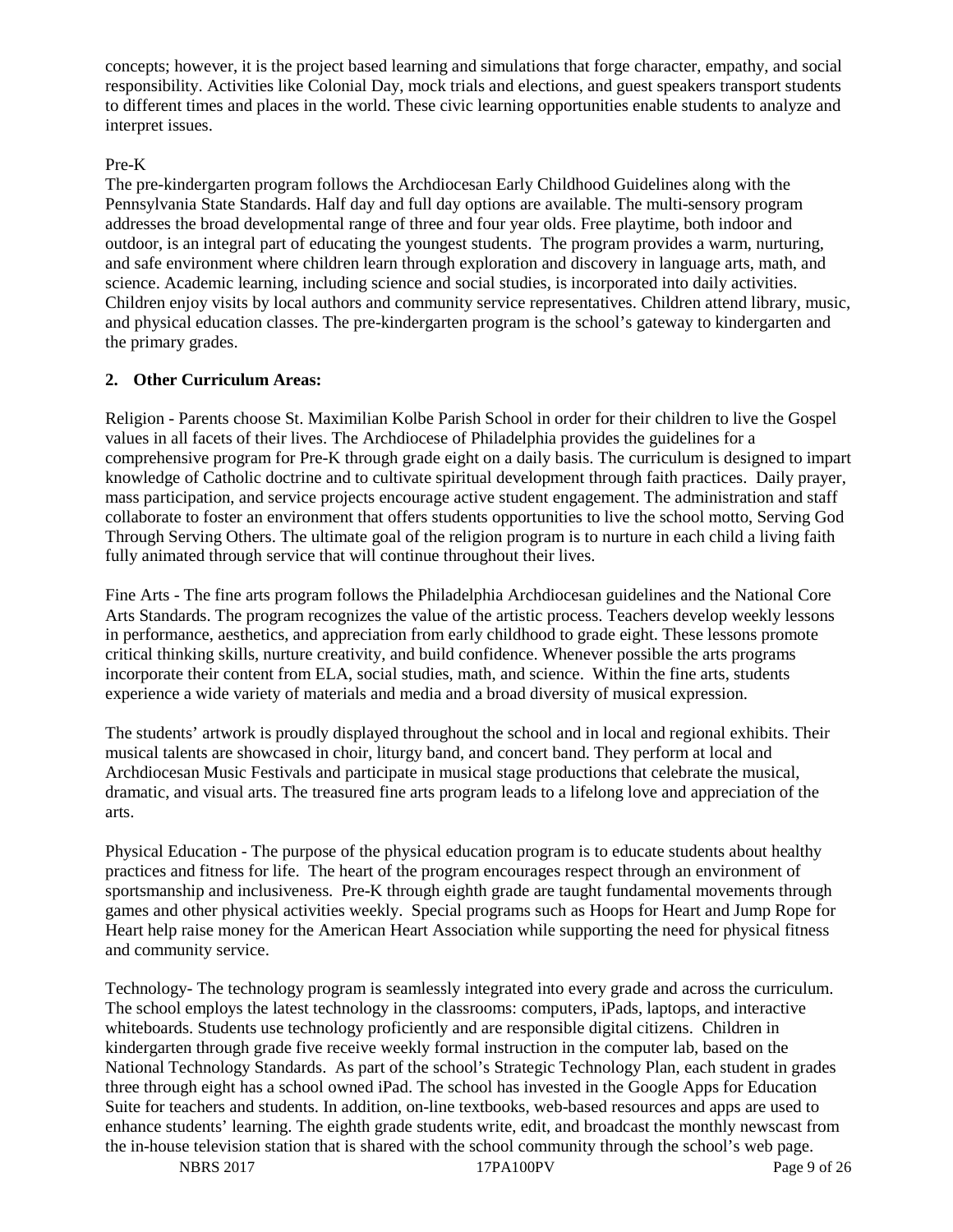concepts; however, it is the project based learning and simulations that forge character, empathy, and social responsibility. Activities like Colonial Day, mock trials and elections, and guest speakers transport students to different times and places in the world. These civic learning opportunities enable students to analyze and interpret issues.

Pre-K

The pre-kindergarten program follows the Archdiocesan Early Childhood Guidelines along with the Pennsylvania State Standards. Half day and full day options are available. The multi-sensory program addresses the broad developmental range of three and four year olds. Free playtime, both indoor and outdoor, is an integral part of educating the youngest students. The program provides a warm, nurturing, and safe environment where children learn through exploration and discovery in language arts, math, and science. Academic learning, including science and social studies, is incorporated into daily activities. Children enjoy visits by local authors and community service representatives. Children attend library, music, and physical education classes. The pre-kindergarten program is the school's gateway to kindergarten and the primary grades.

## 2. Other Curriculum Areas:

Religion - Parents choose St. Maximilian Kolbe Parish School in order for their children to live the Gospel values in all facets of their lives. The Archdiocese of Philadelphia provides the guidelines for a comprehensive program for Pre-K through grade eight on a daily basis. The curriculum is designed to impart knowledge of Catholic doctrine and to cultivate spiritual development through faith practices. Daily prayer, mass participation, and service projects encourage active student engagement. The administration and staff collaborate to foster an environment that offers students opportunities to live the school motto, Serving God Through Serving Others. The ultimate goal of the religion program is to nurture in each child a living faith fully animated through service that will continue throughout their lives.

Fine Arts - The fine arts program follows the Philadelphia Archdiocesan guidelines and the National Core Arts Standards. The program recognizes the value of the artistic process. Teachers develop weekly lessons in performance, aesthetics, and appreciation from early childhood to grade eight. These lessons promote critical thinking skills, nurture creativity, and build confidence. Whenever possible the arts programs incorporate their content from ELA, social studies, math, and science. Within the fine arts, students experience a wide variety of materials and media and a broad diversity of musical expression.

The students' artwork is proudly displayed throughout the school and in local and regional exhibits. Their musical talents are showcased in choir, liturgy band, and concert band. They perform at local and Archdiocesan Music Festivals and participate in musical stage productions that celebrate the musical, dramatic, and visual arts. The treasured fine arts program leads to a lifelong love and appreciation of the arts.

Physical Education - The purpose of the physical education program is to educate students about healthy practices and fitness for life. The heart of the program encourages respect through an environment of sportsmanship and inclusiveness. Pre-K through eighth grade are taught fundamental movements through games and other physical activities weekly. Special programs such as Hoops for Heart and Jump Rope for Heart help raise money for the American Heart Association while supporting the need for physical fitness and community service.

Technology- The technology program is seamlessly integrated into every grade and across the curriculum. The school employs the latest technology in the classrooms: computers, iPads, laptops, and interactive whiteboards. Students use technology proficiently and are responsible digital citizens. Children in kindergarten through grade five receive weekly formal instruction in the computer lab, based on the National Technology Standards. As part of the school's Strategic Technology Plan, each student in grades three through eight has a school owned iPad. The school has invested in the Google Apps for Education Suite for teachers and students. In addition, on-line textbooks, web-based resources and apps are used to enhance students' learning. The eighth grade students write, edit, and broadcast the monthly newscast from the in-house television station that is shared with the school community through the school's web page.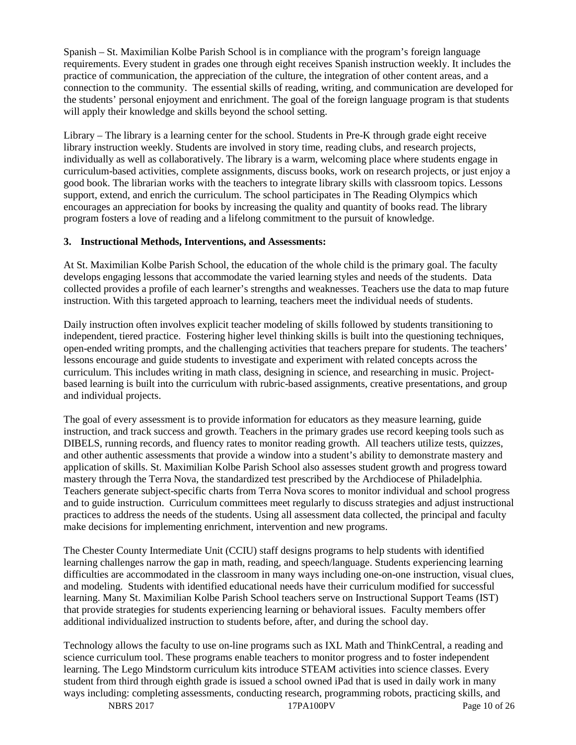Spanish – St. Maximilian Kolbe Parish School is in compliance with the program's foreign language requirements. Every student in grades one through eight receives Spanish instruction weekly. It includes the practice of communication, the appreciation of the culture, the integration of other content areas, and a connection to the community. The essential skills of reading, writing, and communication are developed for the students' personal enjoyment and enrichment. The goal of the foreign language program is that students will apply their knowledge and skills beyond the school setting.

Library – The library is a learning center for the school. Students in Pre-K through grade eight receive library instruction weekly. Students are involved in story time, reading clubs, and research projects, individually as well as collaboratively. The library is a warm, welcoming place where students engage in curriculum-based activities, complete assignments, discuss books, work on research projects, or just enjoy a good book. The librarian works with the teachers to integrate library skills with classroom topics. Lessons support, extend, and enrich the curriculum. The school participates in The Reading Olympics which encourages an appreciation for books by increasing the quality and quantity of books read. The library program fosters a love of reading and a lifelong commitment to the pursuit of knowledge.

### 3. Instructional Methods, Interventions, and Assessments:

At St. Maximilian Kolbe Parish School, the education of the whole child is the primary goal. The faculty develops engaging lessons that accommodate the varied learning styles and needs of the students. Data collected provides a profile of each learner's strengths and weaknesses. Teachers use the data to map future instruction. With this targeted approach to learning, teachers meet the individual needs of students.

Daily instruction often involves explicit teacher modeling of skills followed by students transitioning to independent, tiered practice. Fostering higher level thinking skills is built into the questioning techniques, open-ended writing prompts, and the challenging activities that teachers prepare for students. The teachers' lessons encourage and guide students to investigate and experiment with related concepts across the curriculum. This includes writing in math class, designing in science, and researching in music. Project-based learning is built into the curriculum with rubric-based assignments, creative presentations, and group and individual projects.

The goal of every assessment is to provide information for educators as they measure learning, guide instruction, and track success and growth. Teachers in the primary grades use record keeping tools such as DIBELS, running records, and fluency rates to monitor reading growth. All teachers utilize tests, quizzes, and other authentic assessments that provide a window into a student's ability to demonstrate mastery and application of skills. St. Maximilian Kolbe Parish School also assesses student growth and progress toward mastery through the Terra Nova, the standardized test prescribed by the Archdiocese of Philadelphia. Teachers generate subject-specific charts from Terra Nova scores to monitor individual and school progress and to guide instruction. Curriculum committees meet regularly to discuss strategies and adjust instructional practices to address the needs of the students. Using all assessment data collected, the principal and faculty make decisions for implementing enrichment, intervention and new programs.

The Chester County Intermediate Unit (CCIU) staff designs programs to help students with identified learning challenges narrow the gap in math, reading, and speech/language. Students experiencing learning difficulties are accommodated in the classroom in many ways including one-on-one instruction, visual clues, and modeling. Students with identified educational needs have their curriculum modified for successful learning. Many St. Maximilian Kolbe Parish School teachers serve on Instructional Support Teams (IST) that provide strategies for students experiencing learning or behavioral issues. Faculty members offer additional individualized instruction to students before, after, and during the school day.

Technology allows the faculty to use on-line programs such as IXL Math and ThinkCentral, a reading and science curriculum tool. These programs enable teachers to monitor progress and to foster independent learning. The Lego Mindstorm curriculum kits introduce STEAM activities into science classes. Every student from third through eighth grade is issued a school owned iPad that is used in daily work in many ways including: completing assessments, conducting research, programming robots, practicing skills, and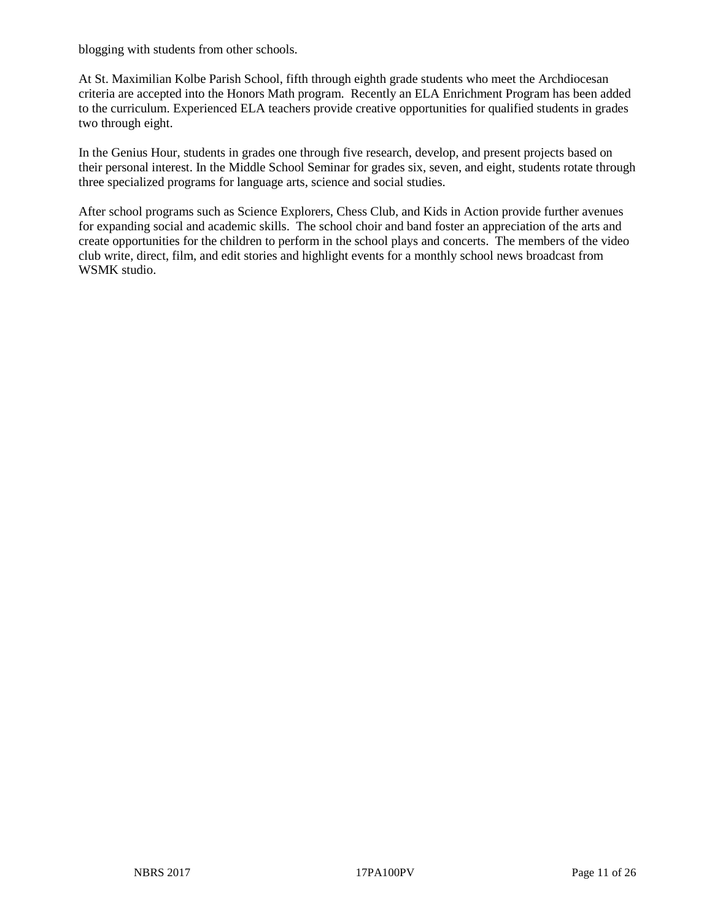blogging with students from other schools.

At St. Maximilian Kolbe Parish School, fifth through eighth grade students who meet the Archdiocesan criteria are accepted into the Honors Math program. Recently an ELA Enrichment Program has been added to the curriculum. Experienced ELA teachers provide creative opportunities for qualified students in grades two through eight.

In the Genius Hour, students in grades one through five research, develop, and present projects based on their personal interest. In the Middle School Seminar for grades six, seven, and eight, students rotate through three specialized programs for language arts, science and social studies.

After school programs such as Science Explorers, Chess Club, and Kids in Action provide further avenues for expanding social and academic skills. The school choir and band foster an appreciation of the arts and create opportunities for the children to perform in the school plays and concerts. The members of the video club write, direct, film, and edit stories and highlight events for a monthly school news broadcast from WSMK studio.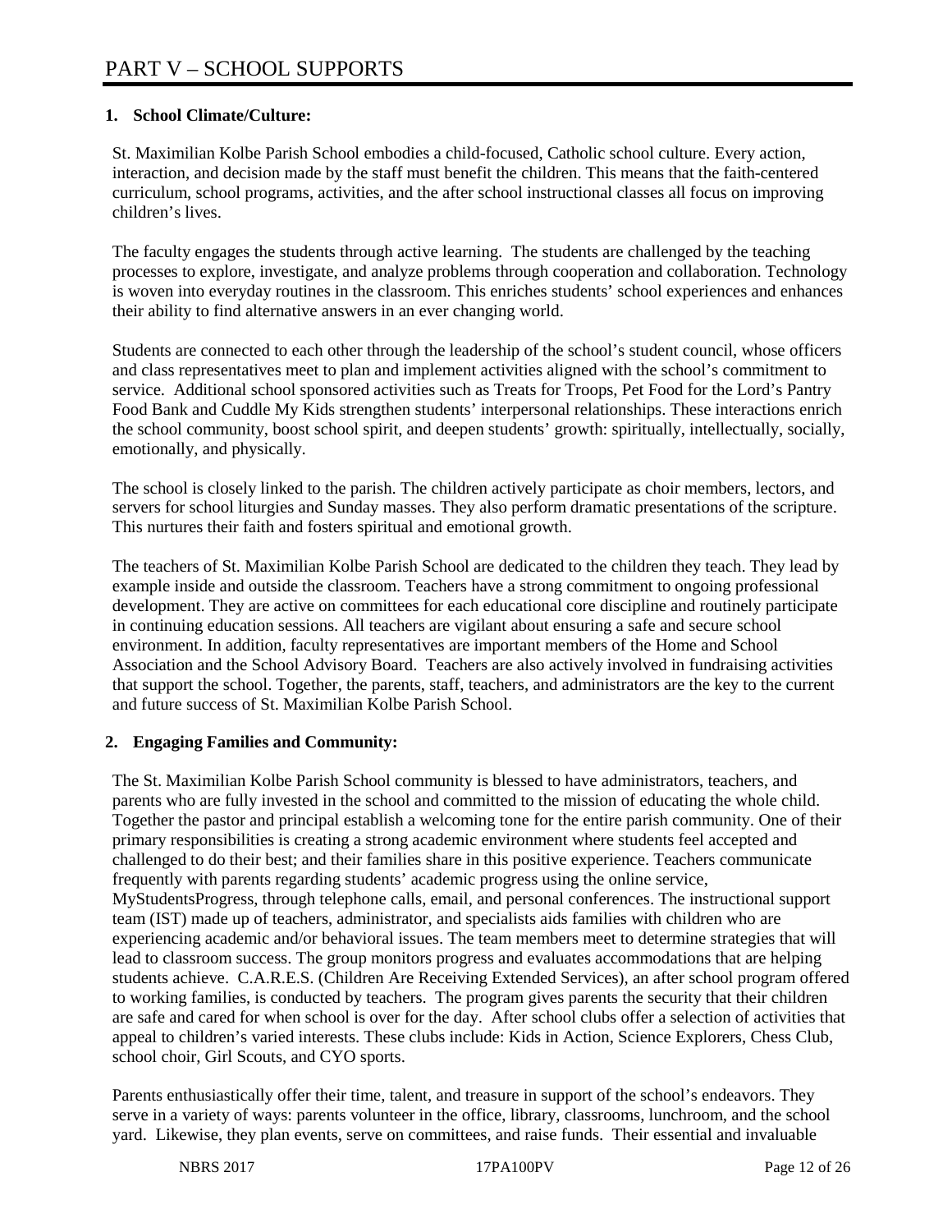# PART V – SCHOOL SUPPORTS

**1. School Climate/Culture:**

St. Maximilian Kolbe Parish School embodies a child-focused, Catholic school culture. Every action, interaction, and decision made by the staff must benefit the children. This means that the faith-centered curriculum, school programs, activities, and the after school instructional classes all focus on improving children's lives.

The faculty engages the students through active learning. The students are challenged by the teaching processes to explore, investigate, and analyze problems through cooperation and collaboration. Technology is woven into everyday routines in the classroom. This enriches students' school experiences and enhances their ability to find alternative answers in an ever changing world.

Students are connected to each other through the leadership of the school's student council, whose officers and class representatives meet to plan and implement activities aligned with the school's commitment to service. Additional school sponsored activities such as Treats for Troops, Pet Food for the Lord's Pantry Food Bank and Cuddle My Kids strengthen students' interpersonal relationships. These interactions enrich the school community, boost school spirit, and deepen students' growth: spiritually, intellectually, socially, emotionally, and physically.

The school is closely linked to the parish. The children actively participate as choir members, lectors, and servers for school liturgies and Sunday masses. They also perform dramatic presentations of the scripture. This nurtures their faith and fosters spiritual and emotional growth.

The teachers of St. Maximilian Kolbe Parish School are dedicated to the children they teach. They lead by example inside and outside the classroom. Teachers have a strong commitment to ongoing professional development. They are active on committees for each educational core discipline and routinely participate in continuing education sessions. All teachers are vigilant about ensuring a safe and secure school environment. In addition, faculty representatives are important members of the Home and School Association and the School Advisory Board. Teachers are also actively involved in fundraising activities that support the school. Together, the parents, staff, teachers, and administrators are the key to the current and future success of St. Maximilian Kolbe Parish School.

**2. Engaging Families and Community:**

The St. Maximilian Kolbe Parish School community is blessed to have administrators, teachers, and parents who are fully invested in the school and committed to the mission of educating the whole child. Together the pastor and principal establish a welcoming tone for the entire parish community. One of their primary responsibilities is creating a strong academic environment where students feel accepted and challenged to do their best; and their families share in this positive experience. Teachers communicate frequently with parents regarding students' academic progress using the online service, MyStudentsProgress, through telephone calls, email, and personal conferences. The instructional support team (IST) made up of teachers, administrator, and specialists aids families with children who are experiencing academic and/or behavioral issues. The team members meet to determine strategies that will lead to classroom success. The group monitors progress and evaluates accommodations that are helping students achieve. C.A.R.E.S. (Children Are Receiving Extended Services), an after school program offered to working families, is conducted by teachers. The program gives parents the security that their children are safe and cared for when school is over for the day. After school clubs offer a selection of activities that appeal to children's varied interests. These clubs include: Kids in Action, Science Explorers, Chess Club, school choir, Girl Scouts, and CYO sports.

Parents enthusiastically offer their time, talent, and treasure in support of the school's endeavors. They serve in a variety of ways: parents volunteer in the office, library, classrooms, lunchroom, and the school yard. Likewise, they plan events, serve on committees, and raise funds. Their essential and invaluable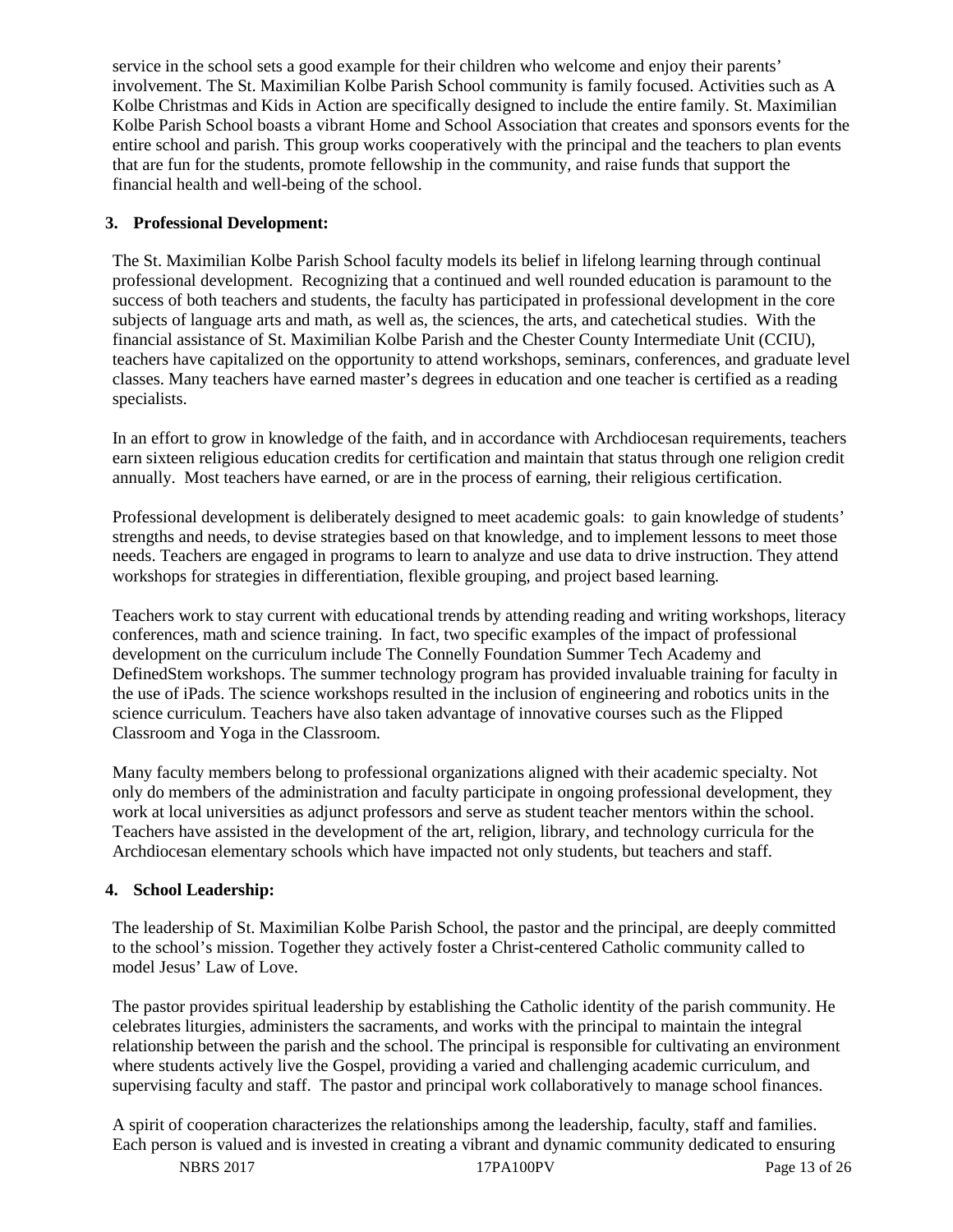service in the school sets a good example for their children who welcome and enjoy their parents' involvement. The St. Maximilian Kolbe Parish School community is family focused. Activities such as A Kolbe Christmas and Kids in Action are specifically designed to include the entire family. St. Maximilian Kolbe Parish School boasts a vibrant Home and School Association that creates and sponsors events for the entire school and parish. This group works cooperatively with the principal and the teachers to plan events that are fun for the students, promote fellowship in the community, and raise funds that support the financial health and well-being of the school.

**3. Professional Development:**

The St. Maximilian Kolbe Parish School faculty models its belief in lifelong learning through continual professional development. Recognizing that a continued and well rounded education is paramount to the success of both teachers and students, the faculty has participated in professional development in the core subjects of language arts and math, as well as, the sciences, the arts, and catechetical studies. With the financial assistance of St. Maximilian Kolbe Parish and the Chester County Intermediate Unit (CCIU), teachers have capitalized on the opportunity to attend workshops, seminars, conferences, and graduate level classes. Many teachers have earned master's degrees in education and one teacher is certified as a reading specialists.

In an effort to grow in knowledge of the faith, and in accordance with Archdiocesan requirements, teachers earn sixteen religious education credits for certification and maintain that status through one religion credit annually. Most teachers have earned, or are in the process of earning, their religious certification.

Professional development is deliberately designed to meet academic goals: to gain knowledge of students' strengths and needs, to devise strategies based on that knowledge, and to implement lessons to meet those needs. Teachers are engaged in programs to learn to analyze and use data to drive instruction. They attend workshops for strategies in differentiation, flexible grouping, and project based learning.

Teachers work to stay current with educational trends by attending reading and writing workshops, literacy conferences, math and science training. In fact, two specific examples of the impact of professional development on the curriculum include The Connelly Foundation Summer Tech Academy and DefinedStem workshops. The summer technology program has provided invaluable training for faculty in the use of iPads. The science workshops resulted in the inclusion of engineering and robotics units in the science curriculum. Teachers have also taken advantage of innovative courses such as the Flipped Classroom and Yoga in the Classroom.

Many faculty members belong to professional organizations aligned with their academic specialty. Not only do members of the administration and faculty participate in ongoing professional development, they work at local universities as adjunct professors and serve as student teacher mentors within the school. Teachers have assisted in the development of the art, religion, library, and technology curricula for the Archdiocesan elementary schools which have impacted not only students, but teachers and staff.

**4. School Leadership:**

The leadership of St. Maximilian Kolbe Parish School, the pastor and the principal, are deeply committed to the school's mission. Together they actively foster a Christ-centered Catholic community called to model Jesus' Law of Love.

The pastor provides spiritual leadership by establishing the Catholic identity of the parish community. He celebrates liturgies, administers the sacraments, and works with the principal to maintain the integral relationship between the parish and the school. The principal is responsible for cultivating an environment where students actively live the Gospel, providing a varied and challenging academic curriculum, and supervising faculty and staff. The pastor and principal work collaboratively to manage school finances.

A spirit of cooperation characterizes the relationships among the leadership, faculty, staff and families. Each person is valued and is invested in creating a vibrant and dynamic community dedicated to ensuring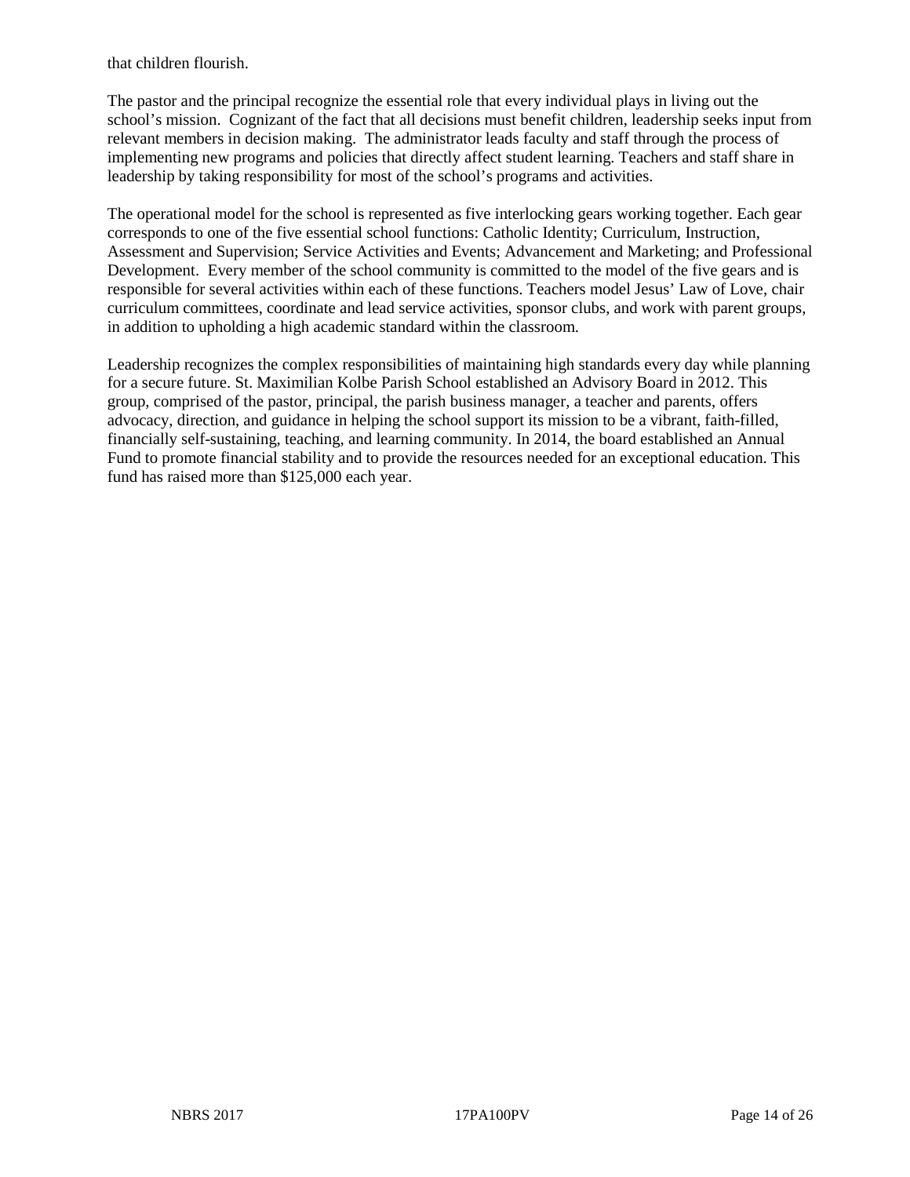that children flourish.

The pastor and the principal recognize the essential role that every individual plays in living out the school's mission. Cognizant of the fact that all decisions must benefit children, leadership seeks input from relevant members in decision making. The administrator leads faculty and staff through the process of implementing new programs and policies that directly affect student learning. Teachers and staff share in leadership by taking responsibility for most of the school's programs and activities.

The operational model for the school is represented as five interlocking gears working together. Each gear corresponds to one of the five essential school functions: Catholic Identity; Curriculum, Instruction, Assessment and Supervision; Service Activities and Events; Advancement and Marketing; and Professional Development. Every member of the school community is committed to the model of the five gears and is responsible for several activities within each of these functions. Teachers model Jesus' Law of Love, chair curriculum committees, coordinate and lead service activities, sponsor clubs, and work with parent groups, in addition to upholding a high academic standard within the classroom.

Leadership recognizes the complex responsibilities of maintaining high standards every day while planning for a secure future. St. Maximilian Kolbe Parish School established an Advisory Board in 2012. This group, comprised of the pastor, principal, the parish business manager, a teacher and parents, offers advocacy, direction, and guidance in helping the school support its mission to be a vibrant, faith-filled, financially self-sustaining, teaching, and learning community. In 2014, the board established an Annual Fund to promote financial stability and to provide the resources needed for an exceptional education. This fund has raised more than $125,000 each year.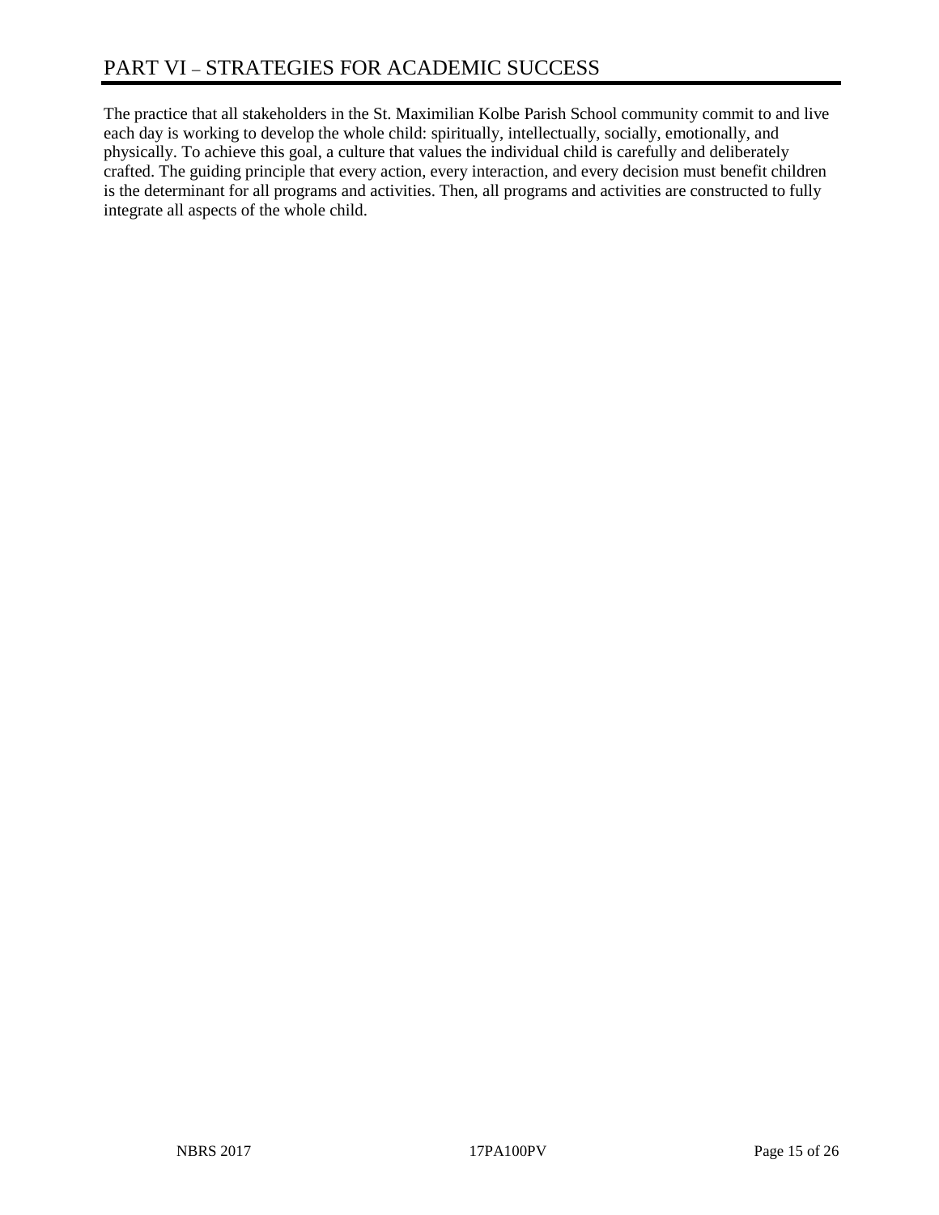# PART VI – STRATEGIES FOR ACADEMIC SUCCESS

The practice that all stakeholders in the St. Maximilian Kolbe Parish School community commit to and live each day is working to develop the whole child: spiritually, intellectually, socially, emotionally, and physically. To achieve this goal, a culture that values the individual child is carefully and deliberately crafted. The guiding principle that every action, every interaction, and every decision must benefit children is the determinant for all programs and activities. Then, all programs and activities are constructed to fully integrate all aspects of the whole child.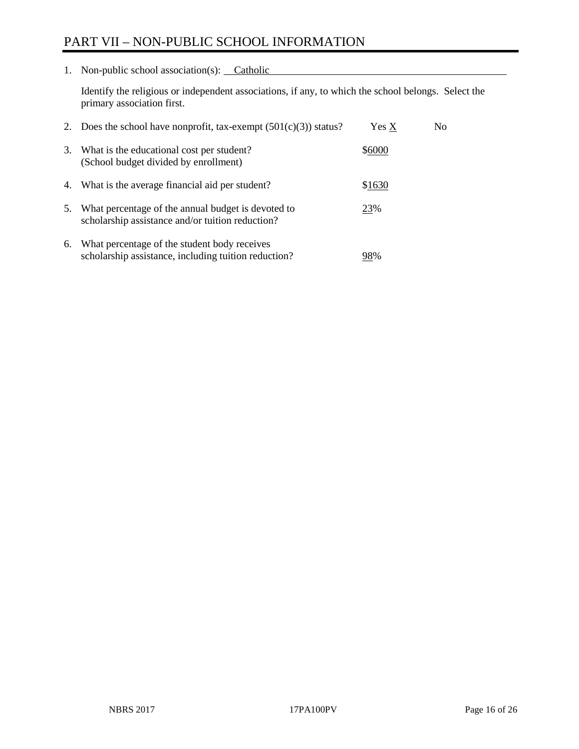# PART VII – NON-PUBLIC SCHOOL INFORMATION

1. Non-public school association(s): Catholic

   Identify the religious or independent associations, if any, to which the school belongs. Select the primary association first.

2. Does the school have nonprofit, tax-exempt (501(c)(3)) status? Yes X No

3. What is the educational cost per student? (School budget divided by enrollment) $6000

4. What is the average financial aid per student? $1630

5. What percentage of the annual budget is devoted to scholarship assistance and/or tuition reduction? 23%

6. What percentage of the student body receives scholarship assistance, including tuition reduction? 98%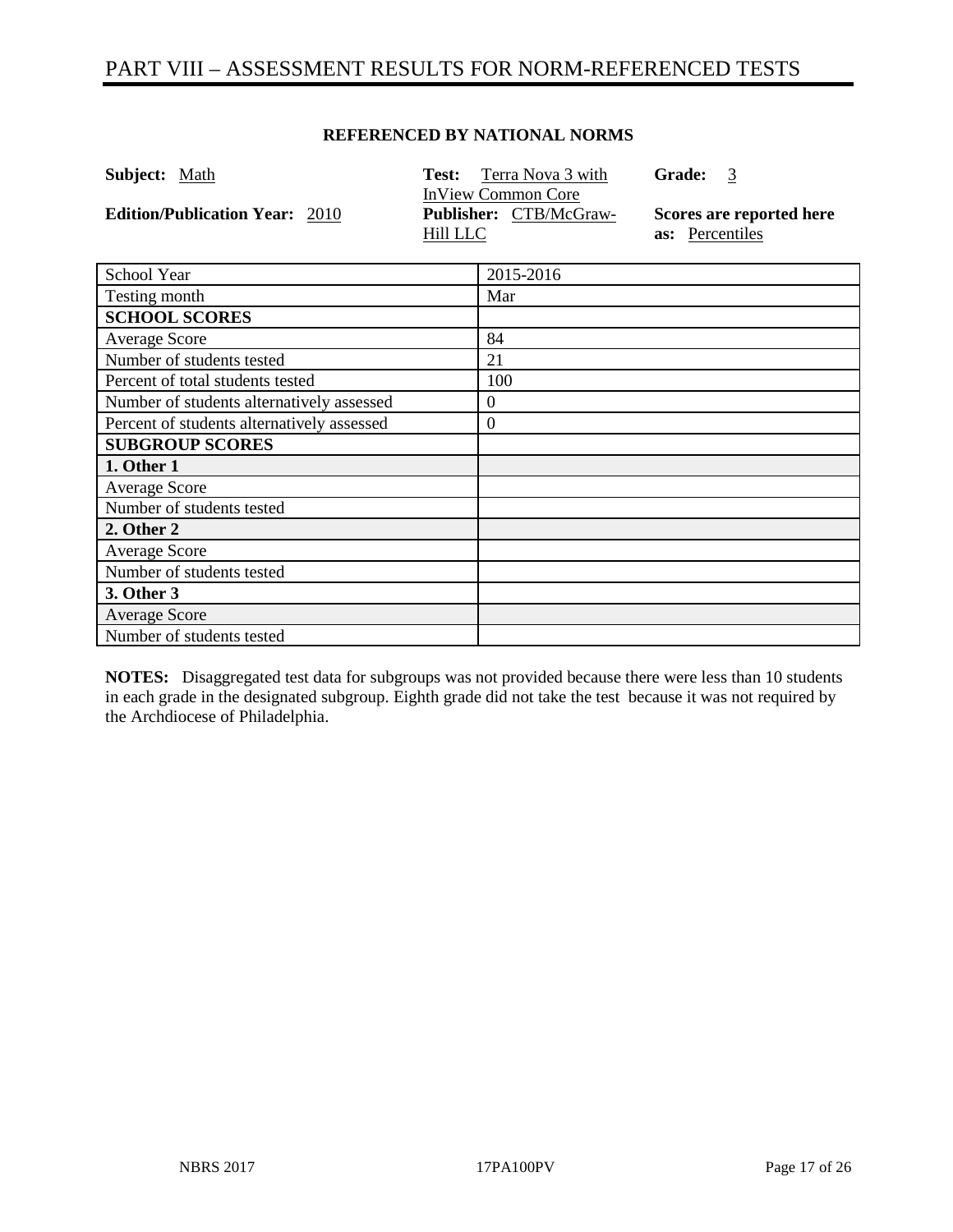# PART VIII – ASSESSMENT RESULTS FOR NORM-REFERENCED TESTS

**REFERENCED BY NATIONAL NORMS**

**Subject:** Math | **Test:** Terra Nova 3 with InView Common Core | **Grade:** 3

**Edition/Publication Year:** 2010 | **Publisher:** CTB/McGraw-Hill LLC | **Scores are reported here as:** Percentiles

| School Year | 2015-2016 |
|---|---|
| Testing month | Mar |
| **SCHOOL SCORES** | |
| Average Score | 84 |
| Number of students tested | 21 |
| Percent of total students tested | 100 |
| Number of students alternatively assessed | 0 |
| Percent of students alternatively assessed | 0 |
| **SUBGROUP SCORES** | |
| **1. Other 1** | |
| Average Score | |
| Number of students tested | |
| **2. Other 2** | |
| Average Score | |
| Number of students tested | |
| **3. Other 3** | |
| Average Score | |
| Number of students tested | |

**NOTES:** Disaggregated test data for subgroups was not provided because there were less than 10 students in each grade in the designated subgroup. Eighth grade did not take the test because it was not required by the Archdiocese of Philadelphia.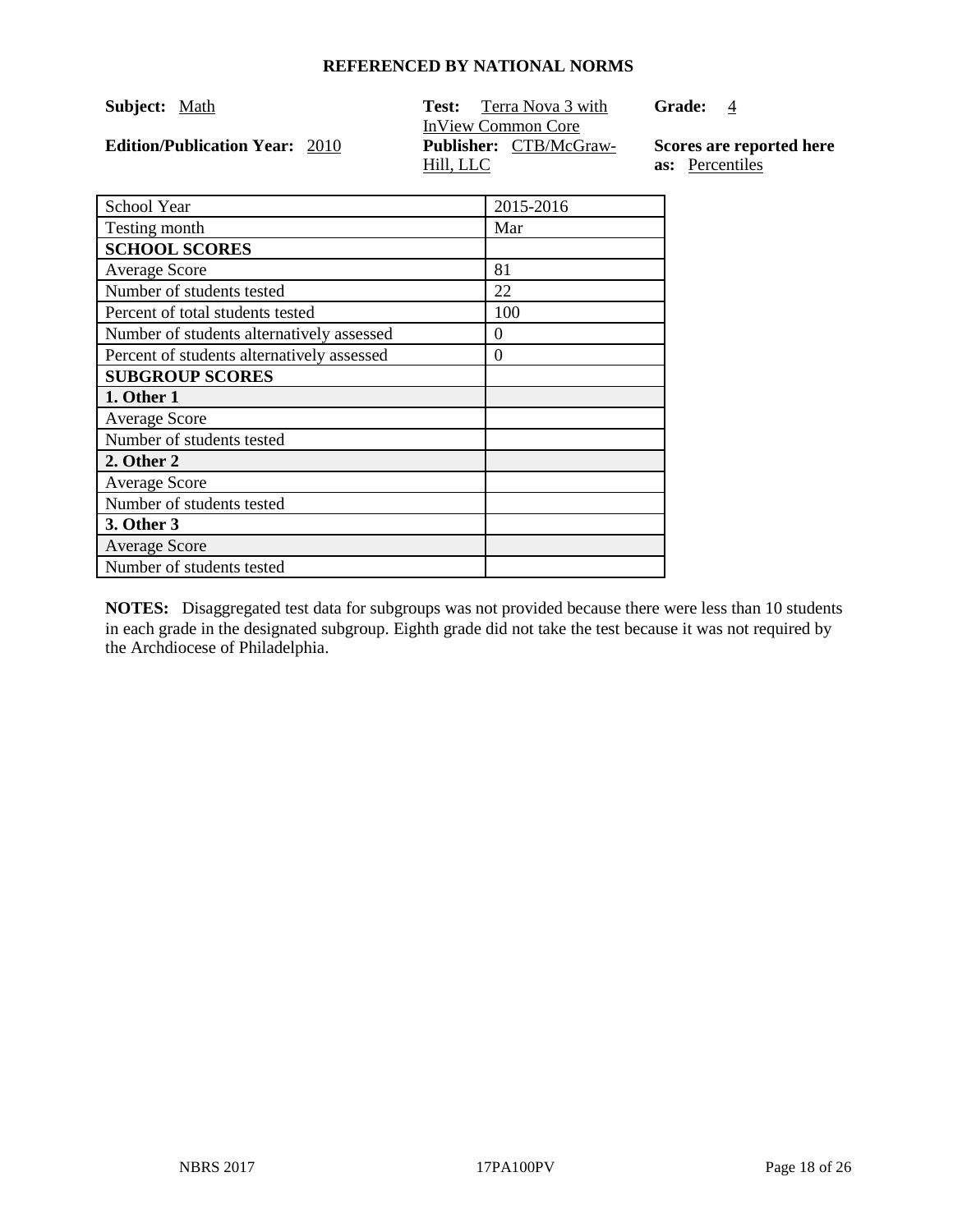## REFERENCED BY NATIONAL NORMS

**Subject:** Math

**Test:** Terra Nova 3 with InView Common Core

**Grade:** 4

**Edition/Publication Year:** 2010

**Publisher:** CTB/McGraw-Hill, LLC

**Scores are reported here as:** Percentiles

| School Year | 2015-2016 |
|---|---|
| Testing month | Mar |
| **SCHOOL SCORES** | |
| Average Score | 81 |
| Number of students tested | 22 |
| Percent of total students tested | 100 |
| Number of students alternatively assessed | 0 |
| Percent of students alternatively assessed | 0 |
| **SUBGROUP SCORES** | |
| **1. Other 1** | |
| Average Score | |
| Number of students tested | |
| **2. Other 2** | |
| Average Score | |
| Number of students tested | |
| **3. Other 3** | |
| Average Score | |
| Number of students tested | |

**NOTES:** Disaggregated test data for subgroups was not provided because there were less than 10 students in each grade in the designated subgroup. Eighth grade did not take the test because it was not required by the Archdiocese of Philadelphia.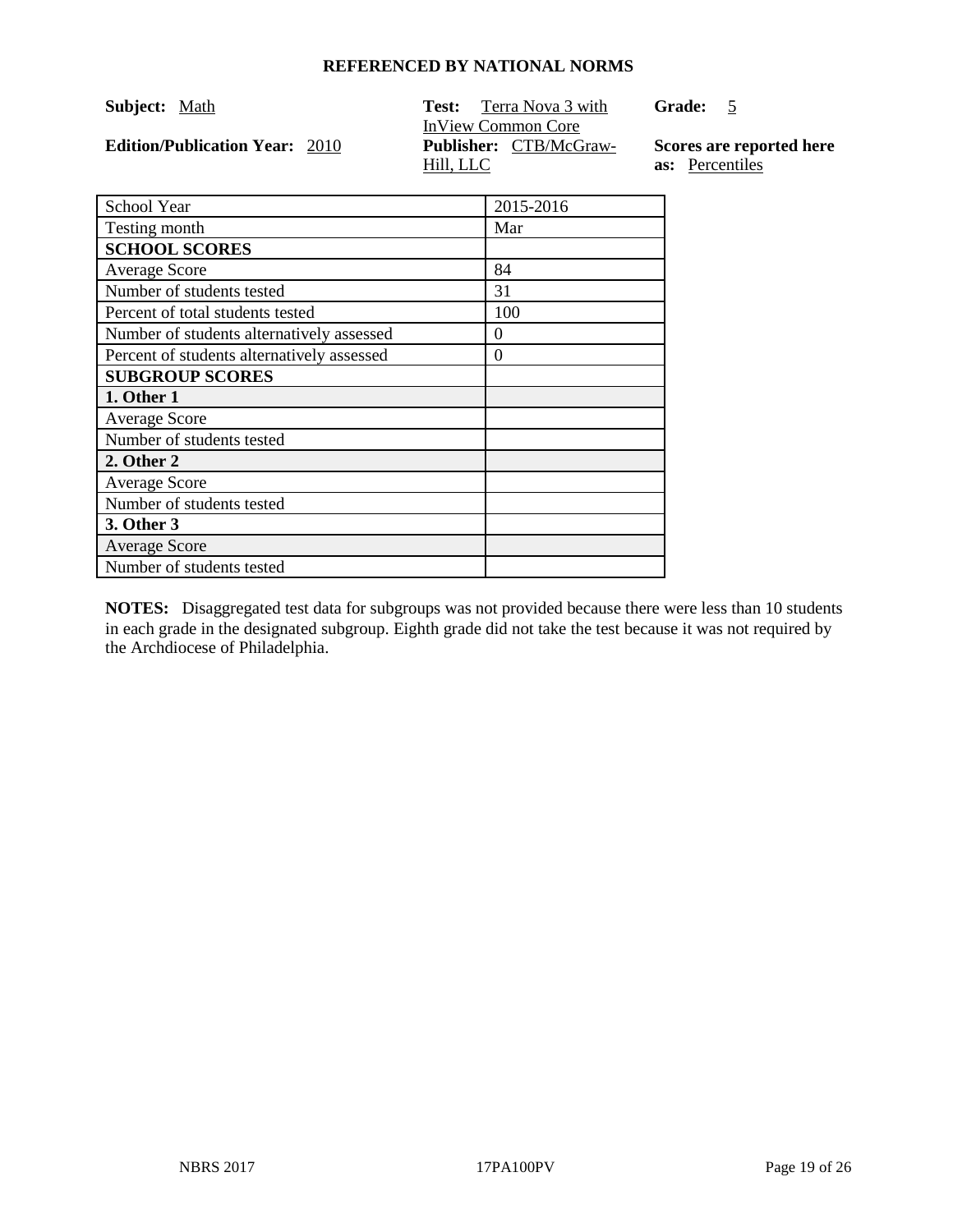**REFERENCED BY NATIONAL NORMS**

**Subject:** Math

**Test:** Terra Nova 3 with InView Common Core

**Grade:** 5

**Edition/Publication Year:** 2010

**Publisher:** CTB/McGraw-Hill, LLC

**Scores are reported here as:** Percentiles

| School Year | 2015-2016 |
| --- | --- |
| Testing month | Mar |
| **SCHOOL SCORES** | |
| Average Score | 84 |
| Number of students tested | 31 |
| Percent of total students tested | 100 |
| Number of students alternatively assessed | 0 |
| Percent of students alternatively assessed | 0 |
| **SUBGROUP SCORES** | |
| **1. Other 1** | |
| Average Score | |
| Number of students tested | |
| **2. Other 2** | |
| Average Score | |
| Number of students tested | |
| **3. Other 3** | |
| Average Score | |
| Number of students tested | |

**NOTES:** Disaggregated test data for subgroups was not provided because there were less than 10 students in each grade in the designated subgroup. Eighth grade did not take the test because it was not required by the Archdiocese of Philadelphia.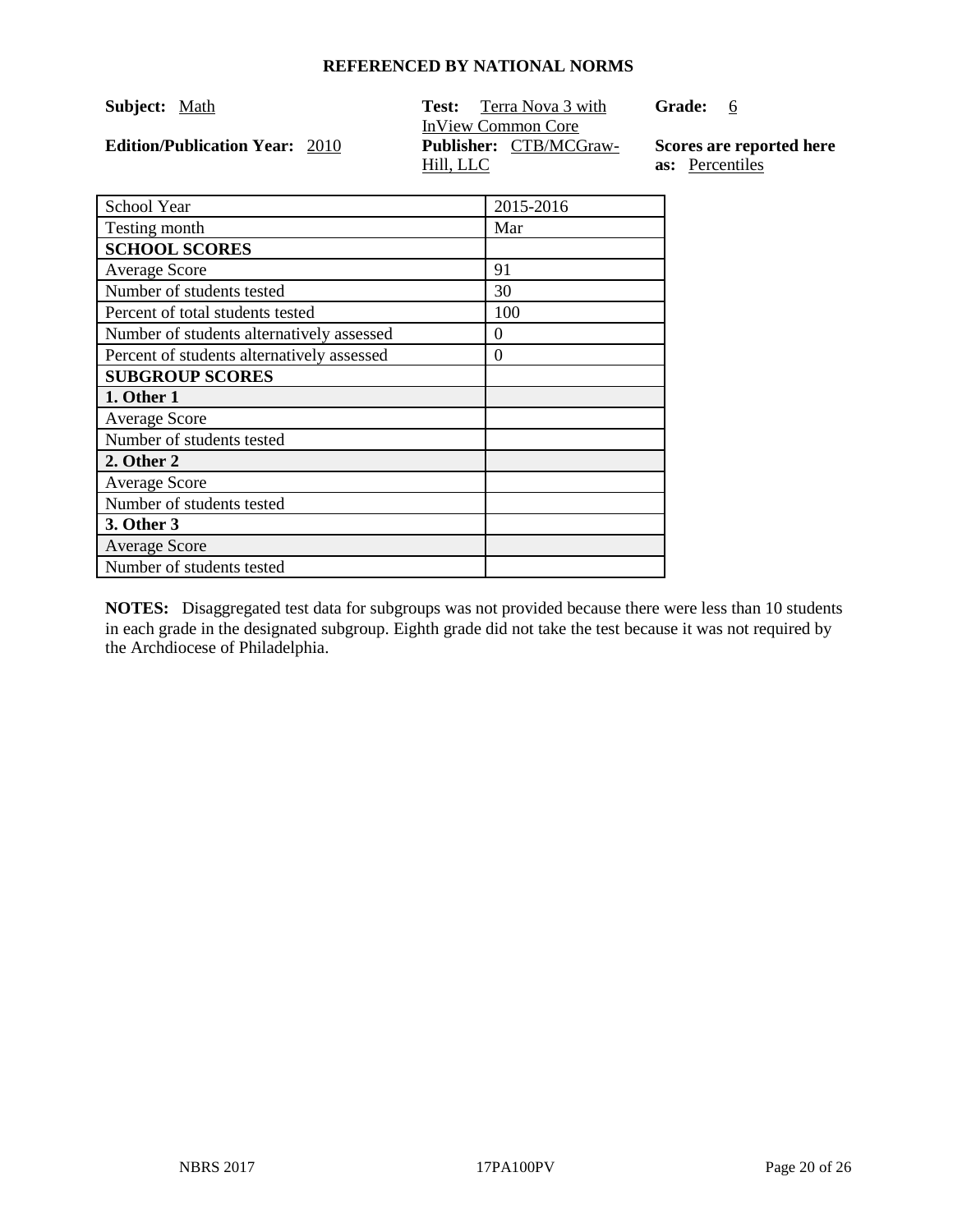## REFERENCED BY NATIONAL NORMS

**Subject:** Math  
**Test:** Terra Nova 3 with InView Common Core  
**Grade:** 6  
**Edition/Publication Year:** 2010  
**Publisher:** CTB/MCGraw-Hill, LLC  
**Scores are reported here as:** Percentiles

| School Year | 2015-2016 |
|---|---|
| Testing month | Mar |
| **SCHOOL SCORES** | |
| Average Score | 91 |
| Number of students tested | 30 |
| Percent of total students tested | 100 |
| Number of students alternatively assessed | 0 |
| Percent of students alternatively assessed | 0 |
| **SUBGROUP SCORES** | |
| **1. Other 1** | |
| Average Score | |
| Number of students tested | |
| **2. Other 2** | |
| Average Score | |
| Number of students tested | |
| **3. Other 3** | |
| Average Score | |
| Number of students tested | |

**NOTES:** Disaggregated test data for subgroups was not provided because there were less than 10 students in each grade in the designated subgroup. Eighth grade did not take the test because it was not required by the Archdiocese of Philadelphia.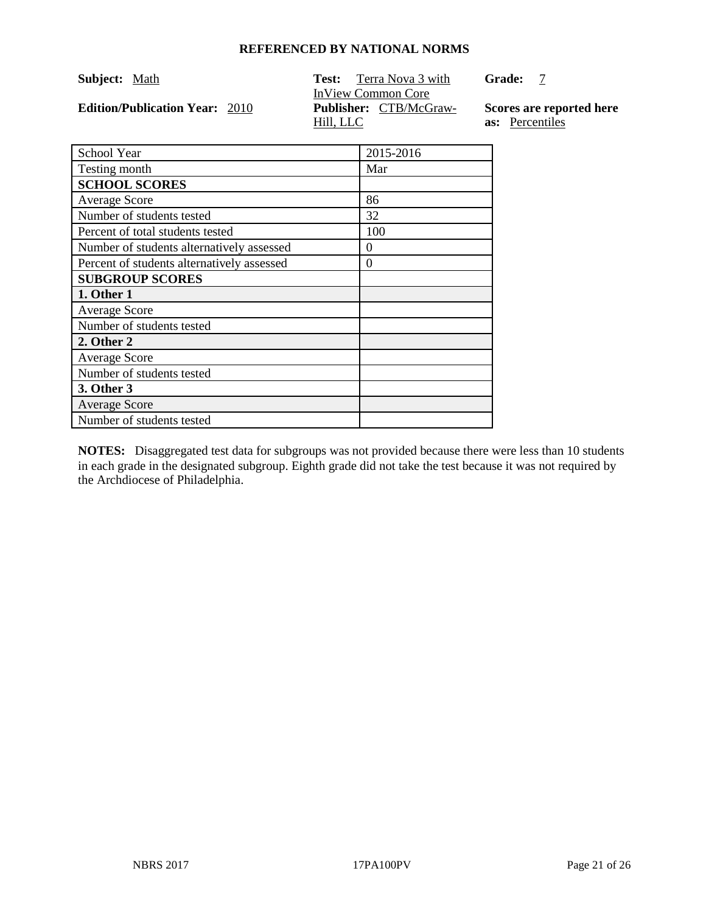**REFERENCED BY NATIONAL NORMS**

**Subject:** Math

**Test:** Terra Nova 3 with InView Common Core

**Grade:** 7

**Edition/Publication Year:** 2010

**Publisher:** CTB/McGraw-Hill, LLC

**Scores are reported here as:** Percentiles

| School Year | 2015-2016 |
|---|---|
| Testing month | Mar |
| **SCHOOL SCORES** | |
| Average Score | 86 |
| Number of students tested | 32 |
| Percent of total students tested | 100 |
| Number of students alternatively assessed | 0 |
| Percent of students alternatively assessed | 0 |
| **SUBGROUP SCORES** | |
| **1. Other 1** | |
| Average Score | |
| Number of students tested | |
| **2. Other 2** | |
| Average Score | |
| Number of students tested | |
| **3. Other 3** | |
| Average Score | |
| Number of students tested | |

**NOTES:** Disaggregated test data for subgroups was not provided because there were less than 10 students in each grade in the designated subgroup. Eighth grade did not take the test because it was not required by the Archdiocese of Philadelphia.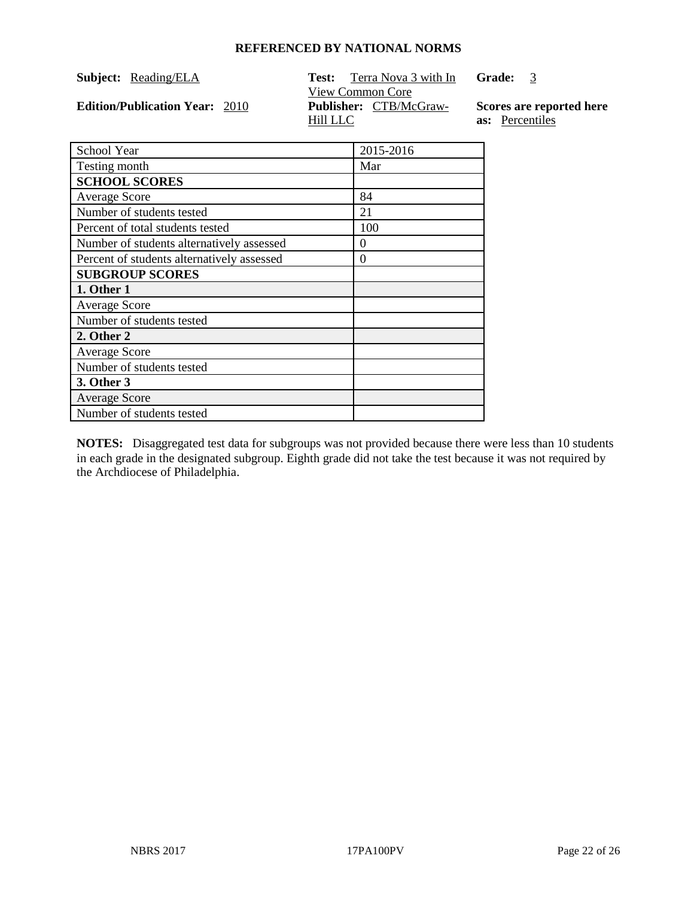## REFERENCED BY NATIONAL NORMS

**Subject:** Reading/ELA

**Test:** Terra Nova 3 with In View Common Core

**Grade:** 3

**Edition/Publication Year:** 2010

**Publisher:** CTB/McGraw-Hill LLC

**Scores are reported here as:** Percentiles

| School Year | 2015-2016 |
|---|---|
| Testing month | Mar |
| **SCHOOL SCORES** | |
| Average Score | 84 |
| Number of students tested | 21 |
| Percent of total students tested | 100 |
| Number of students alternatively assessed | 0 |
| Percent of students alternatively assessed | 0 |
| **SUBGROUP SCORES** | |
| **1. Other 1** | |
| Average Score | |
| Number of students tested | |
| **2. Other 2** | |
| Average Score | |
| Number of students tested | |
| **3. Other 3** | |
| Average Score | |
| Number of students tested | |

**NOTES:** Disaggregated test data for subgroups was not provided because there were less than 10 students in each grade in the designated subgroup. Eighth grade did not take the test because it was not required by the Archdiocese of Philadelphia.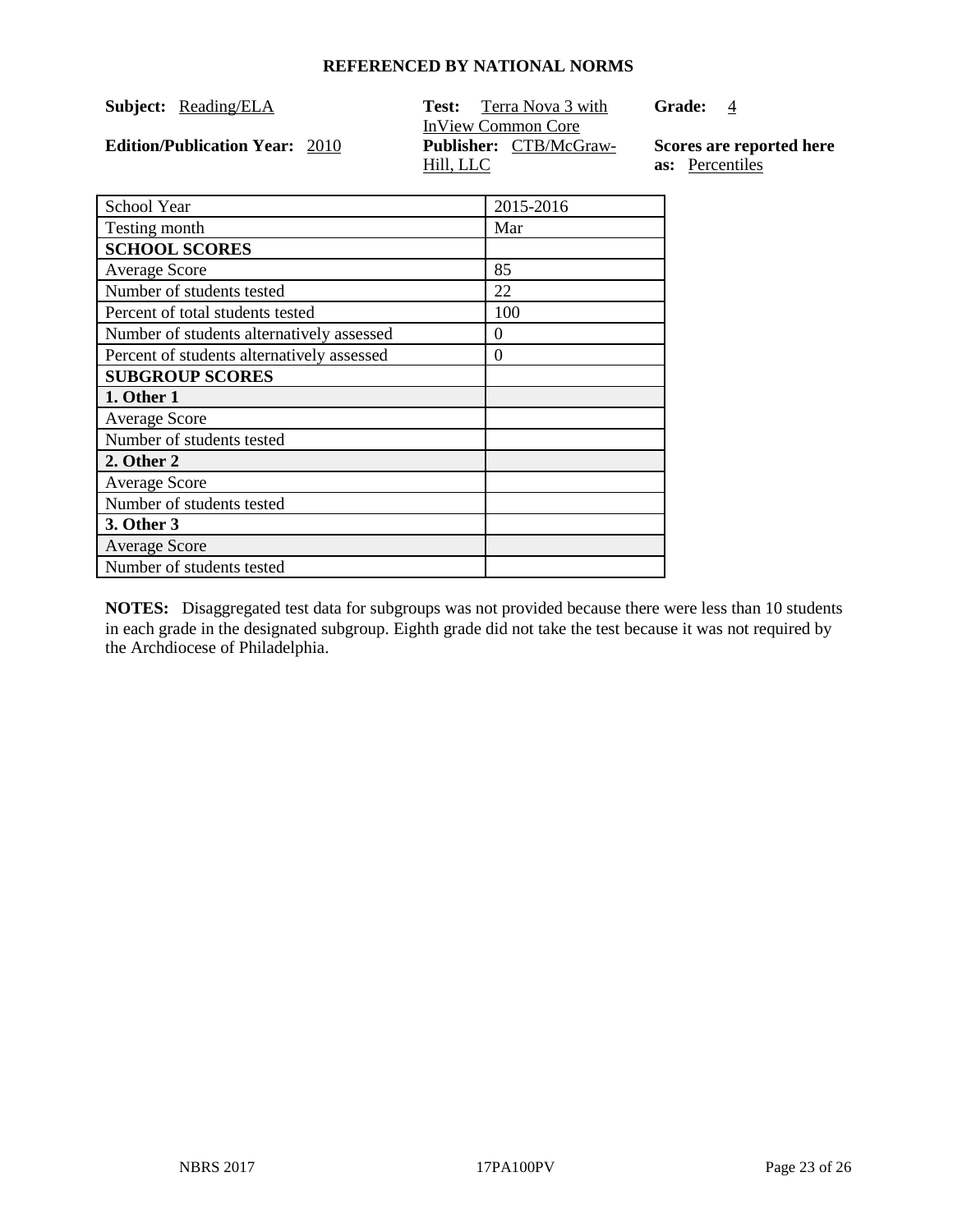**REFERENCED BY NATIONAL NORMS**

**Subject:** Reading/ELA

**Test:** Terra Nova 3 with InView Common Core

**Grade:** 4

**Edition/Publication Year:** 2010

**Publisher:** CTB/McGraw-Hill, LLC

**Scores are reported here as:** Percentiles

| School Year | 2015-2016 |
|---|---|
| Testing month | Mar |
| **SCHOOL SCORES** | |
| Average Score | 85 |
| Number of students tested | 22 |
| Percent of total students tested | 100 |
| Number of students alternatively assessed | 0 |
| Percent of students alternatively assessed | 0 |
| **SUBGROUP SCORES** | |
| **1. Other 1** | |
| Average Score | |
| Number of students tested | |
| **2. Other 2** | |
| Average Score | |
| Number of students tested | |
| **3. Other 3** | |
| Average Score | |
| Number of students tested | |

**NOTES:** Disaggregated test data for subgroups was not provided because there were less than 10 students in each grade in the designated subgroup. Eighth grade did not take the test because it was not required by the Archdiocese of Philadelphia.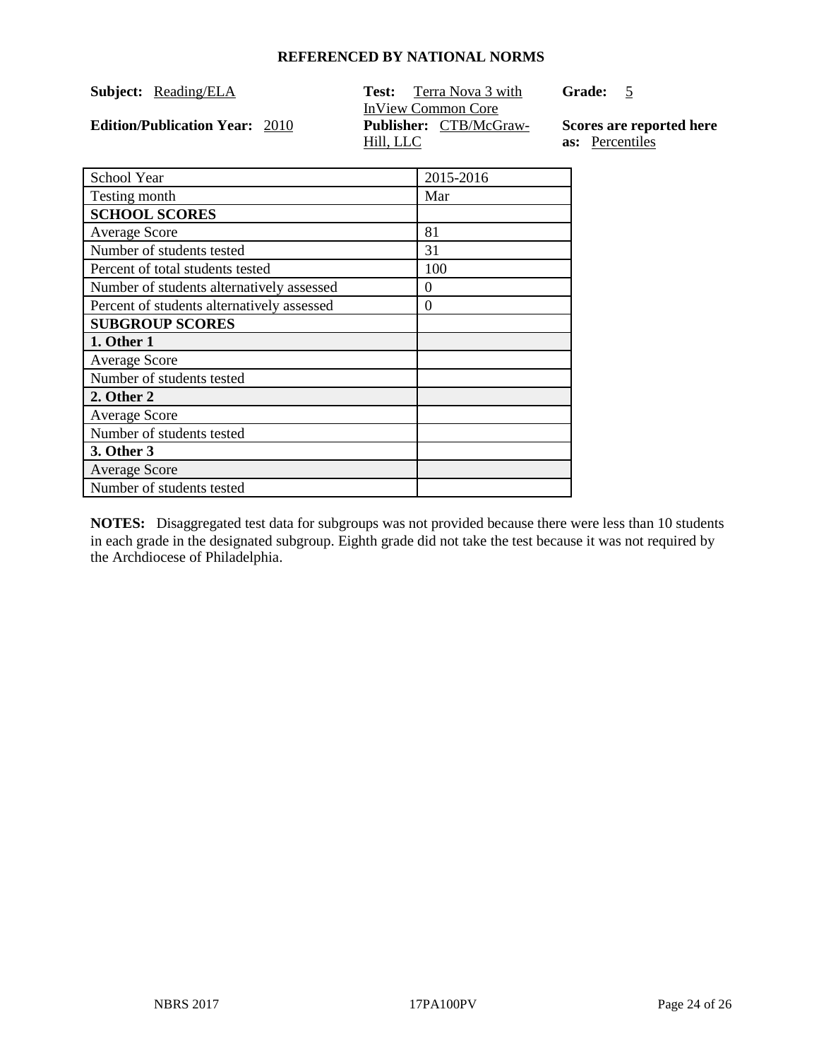## REFERENCED BY NATIONAL NORMS

**Subject:** Reading/ELA

**Test:** Terra Nova 3 with InView Common Core

**Grade:** 5

**Edition/Publication Year:** 2010

**Publisher:** CTB/McGraw-Hill, LLC

**Scores are reported here as:** Percentiles

| School Year | 2015-2016 |
|---|---|
| Testing month | Mar |
| **SCHOOL SCORES** | |
| Average Score | 81 |
| Number of students tested | 31 |
| Percent of total students tested | 100 |
| Number of students alternatively assessed | 0 |
| Percent of students alternatively assessed | 0 |
| **SUBGROUP SCORES** | |
| **1. Other 1** | |
| Average Score | |
| Number of students tested | |
| **2. Other 2** | |
| Average Score | |
| Number of students tested | |
| **3. Other 3** | |
| Average Score | |
| Number of students tested | |

**NOTES:** Disaggregated test data for subgroups was not provided because there were less than 10 students in each grade in the designated subgroup. Eighth grade did not take the test because it was not required by the Archdiocese of Philadelphia.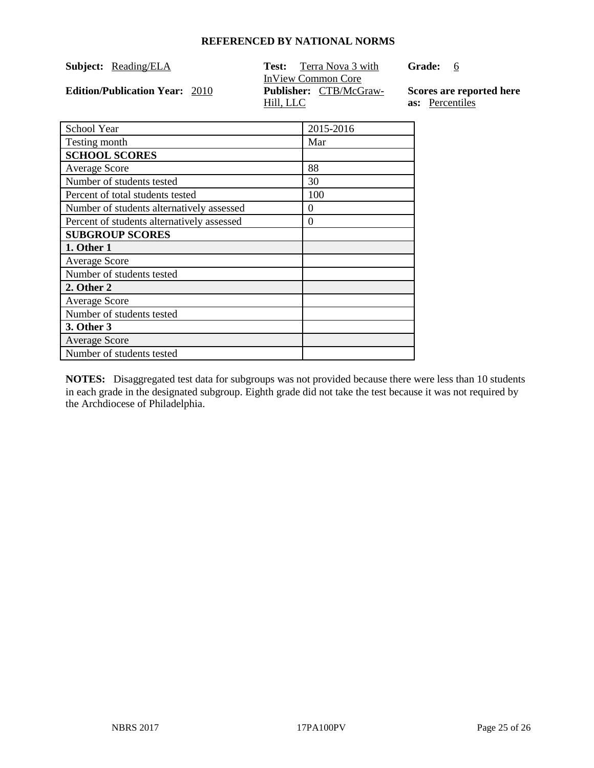## REFERENCED BY NATIONAL NORMS

**Subject:** Reading/ELA

**Test:** Terra Nova 3 with InView Common Core

**Grade:** 6

**Edition/Publication Year:** 2010

**Publisher:** CTB/McGraw-Hill, LLC

**Scores are reported here as:** Percentiles

| School Year | 2015-2016 |
|---|---|
| Testing month | Mar |
| **SCHOOL SCORES** | |
| Average Score | 88 |
| Number of students tested | 30 |
| Percent of total students tested | 100 |
| Number of students alternatively assessed | 0 |
| Percent of students alternatively assessed | 0 |
| **SUBGROUP SCORES** | |
| **1. Other 1** | |
| Average Score | |
| Number of students tested | |
| **2. Other 2** | |
| Average Score | |
| Number of students tested | |
| **3. Other 3** | |
| Average Score | |
| Number of students tested | |

**NOTES:** Disaggregated test data for subgroups was not provided because there were less than 10 students in each grade in the designated subgroup. Eighth grade did not take the test because it was not required by the Archdiocese of Philadelphia.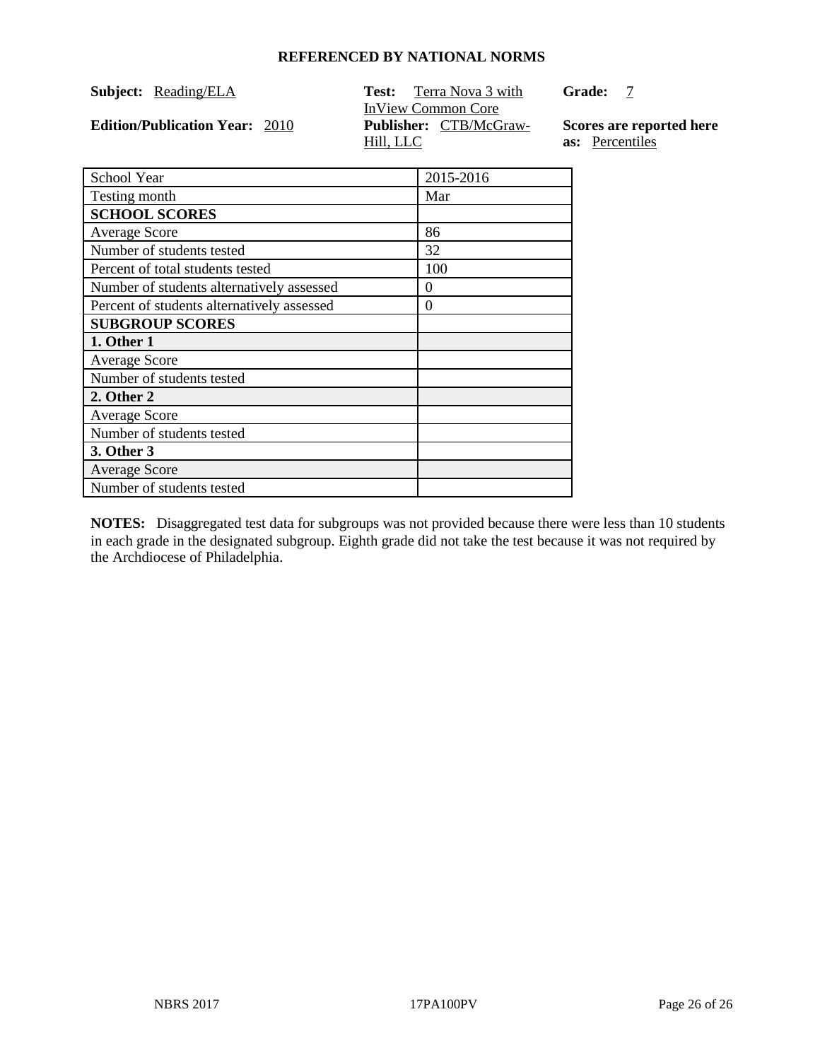**REFERENCED BY NATIONAL NORMS**

**Subject:** Reading/ELA

**Edition/Publication Year:** 2010

**Test:** Terra Nova 3 with InView Common Core

**Publisher:** CTB/McGraw-Hill, LLC

**Grade:** 7

**Scores are reported here as:** Percentiles

| School Year | 2015-2016 |
| --- | --- |
| Testing month | Mar |
| **SCHOOL SCORES** | |
| Average Score | 86 |
| Number of students tested | 32 |
| Percent of total students tested | 100 |
| Number of students alternatively assessed | 0 |
| Percent of students alternatively assessed | 0 |
| **SUBGROUP SCORES** | |
| **1. Other 1** | |
| Average Score | |
| Number of students tested | |
| **2. Other 2** | |
| Average Score | |
| Number of students tested | |
| **3. Other 3** | |
| Average Score | |
| Number of students tested | |

**NOTES:** Disaggregated test data for subgroups was not provided because there were less than 10 students in each grade in the designated subgroup. Eighth grade did not take the test because it was not required by the Archdiocese of Philadelphia.